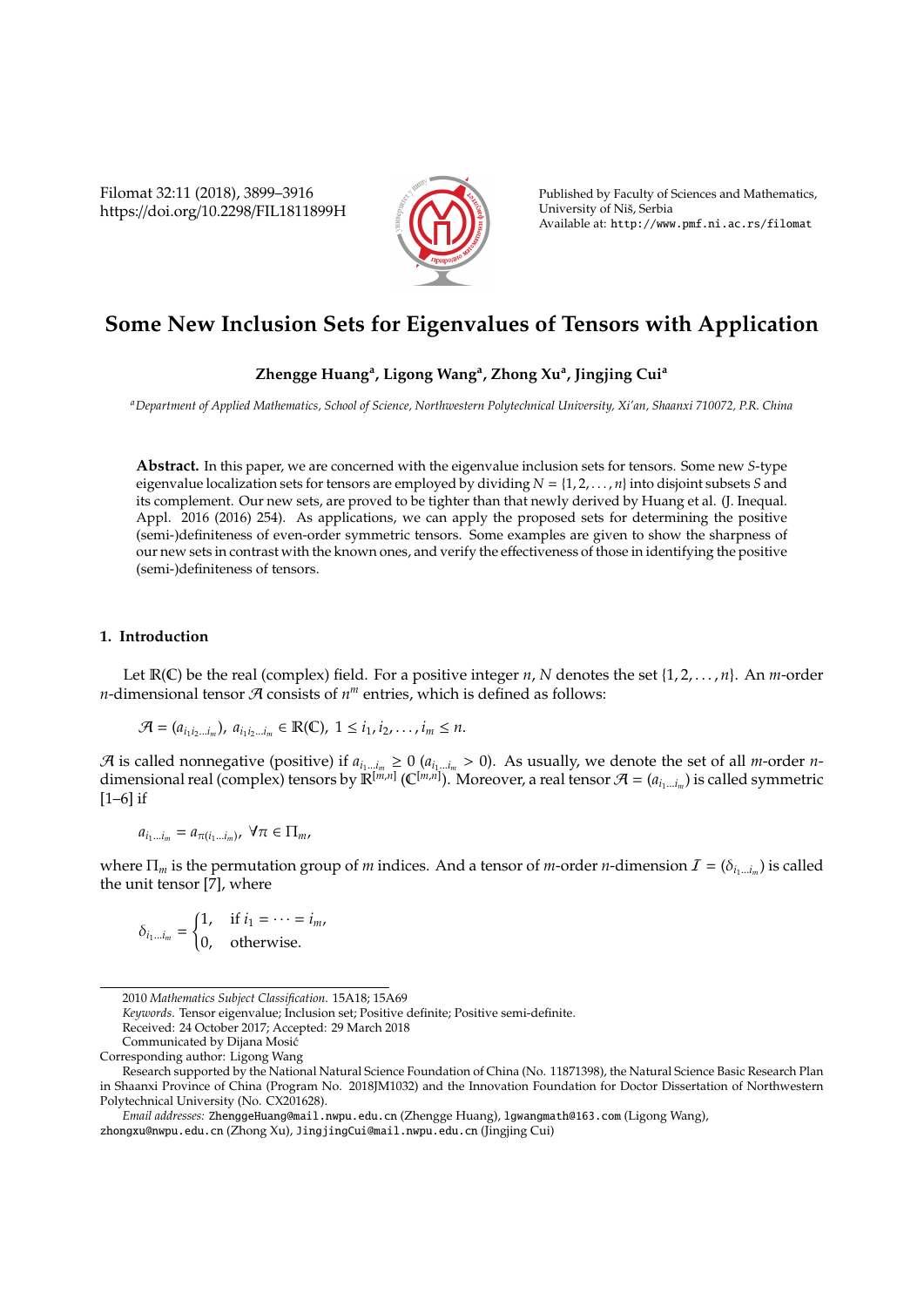# Some New Inclusion Sets for Eigenvalues of Tensors with Application

**Zhengge Huang[a], Ligong Wang[a], Zhong Xu[a], Jingjing Cui[a]**

[a]*Department of Applied Mathematics, School of Science, Northwestern Polytechnical University, Xi'an, Shaanxi 710072, P.R. China*

**Abstract.** In this paper, we are concerned with the eigenvalue inclusion sets for tensors. Some new $S$-type eigenvalue localization sets for tensors are employed by dividing $N = \{1, 2, \ldots, n\}$ into disjoint subsets $S$ and its complement. Our new sets, are proved to be tighter than that newly derived by Huang et al. (J. Inequal. Appl. 2016 (2016) 254). As applications, we can apply the proposed sets for determining the positive (semi-)definiteness of even-order symmetric tensors. Some examples are given to show the sharpness of our new sets in contrast with the known ones, and verify the effectiveness of those in identifying the positive (semi-)definiteness of tensors.

## 1. Introduction

Let $\mathbb{R}(\mathbb{C})$ be the real (complex) field. For a positive integer $n$, $N$ denotes the set $\{1, 2, \ldots, n\}$. An $m$-order $n$-dimensional tensor $\mathcal{A}$ consists of $n^m$ entries, which is defined as follows:

$$\mathcal{A} = (a_{i_1 i_2 \ldots i_m}),\ a_{i_1 i_2 \ldots i_m} \in \mathbb{R}(\mathbb{C}),\ 1 \leq i_1, i_2, \ldots, i_m \leq n.$$

$\mathcal{A}$ is called nonnegative (positive) if $a_{i_1 \ldots i_m} \geq 0$ ($a_{i_1 \ldots i_m} > 0$). As usually, we denote the set of all $m$-order $n$-dimensional real (complex) tensors by $\mathbb{R}^{[m,n]}$ ($\mathbb{C}^{[m,n]}$). Moreover, a real tensor $\mathcal{A} = (a_{i_1 \ldots i_m})$ is called symmetric [1–6] if

$$a_{i_1 \ldots i_m} = a_{\pi(i_1 \ldots i_m)},\ \forall \pi \in \Pi_m,$$

where $\Pi_m$ is the permutation group of $m$ indices. And a tensor of $m$-order $n$-dimension $\mathcal{I} = (\delta_{i_1 \ldots i_m})$ is called the unit tensor [7], where

$$\delta_{i_1 \ldots i_m} = \begin{cases} 1, & \text{if } i_1 = \cdots = i_m, \\ 0, & \text{otherwise.} \end{cases}$$

---

2010 *Mathematics Subject Classification*. 15A18; 15A69

*Keywords*. Tensor eigenvalue; Inclusion set; Positive definite; Positive semi-definite.

Received: 24 October 2017; Accepted: 29 March 2018

Communicated by Dijana Mosić

Corresponding author: Ligong Wang

Research supported by the National Natural Science Foundation of China (No. 11871398), the Natural Science Basic Research Plan in Shaanxi Province of China (Program No. 2018JM1032) and the Innovation Foundation for Doctor Dissertation of Northwestern Polytechnical University (No. CX201628).

*Email addresses*: ZhenggeHuang@mail.nwpu.edu.cn (Zhengge Huang), lgwangmath@163.com (Ligong Wang), zhongxu@nwpu.edu.cn (Zhong Xu), JingjingCui@mail.nwpu.edu.cn (Jingjing Cui)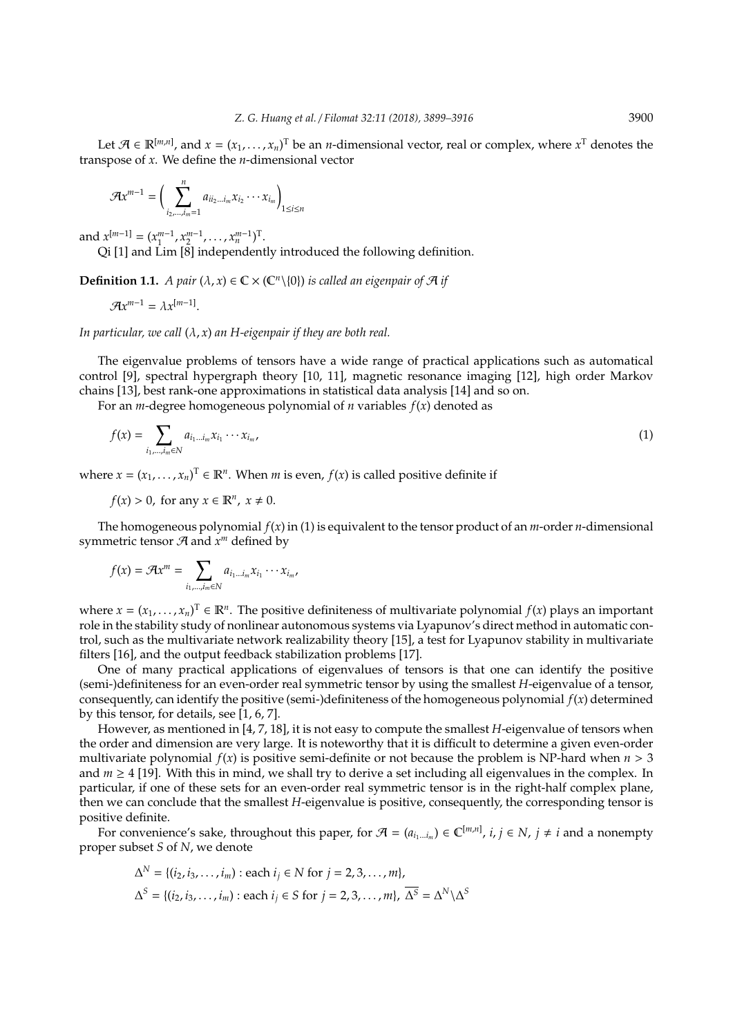Let $\mathcal{A} \in \mathbb{R}^{[m,n]}$, and $x = (x_1, \ldots, x_n)^{\mathrm{T}}$ be an $n$-dimensional vector, real or complex, where $x^{\mathrm{T}}$ denotes the transpose of $x$. We define the $n$-dimensional vector

$$\mathcal{A}x^{m-1} = \Big( \sum_{i_2,\ldots,i_m=1}^{n} a_{ii_2\ldots i_m} x_{i_2} \cdots x_{i_m} \Big)_{1 \le i \le n}$$

and $x^{[m-1]} = (x_1^{m-1}, x_2^{m-1}, \ldots, x_n^{m-1})^{\mathrm{T}}$.

Qi [1] and Lim [8] independently introduced the following definition.

**Definition 1.1.** *A pair $(\lambda, x) \in \mathbb{C} \times (\mathbb{C}^n \backslash \{0\})$ is called an eigenpair of $\mathcal{A}$ if*

$$\mathcal{A}x^{m-1} = \lambda x^{[m-1]}.$$

*In particular, we call $(\lambda, x)$ an H-eigenpair if they are both real.*

The eigenvalue problems of tensors have a wide range of practical applications such as automatical control [9], spectral hypergraph theory [10, 11], magnetic resonance imaging [12], high order Markov chains [13], best rank-one approximations in statistical data analysis [14] and so on.

For an $m$-degree homogeneous polynomial of $n$ variables $f(x)$ denoted as

$$f(x) = \sum_{i_1,\ldots,i_m \in N} a_{i_1\ldots i_m} x_{i_1} \cdots x_{i_m}, \tag{1}$$

where $x = (x_1, \ldots, x_n)^{\mathrm{T}} \in \mathbb{R}^n$. When $m$ is even, $f(x)$ is called positive definite if

$$f(x) > 0, \text{ for any } x \in \mathbb{R}^n, \ x \neq 0.$$

The homogeneous polynomial $f(x)$ in (1) is equivalent to the tensor product of an $m$-order $n$-dimensional symmetric tensor $\mathcal{A}$ and $x^m$ defined by

$$f(x) = \mathcal{A}x^m = \sum_{i_1,\ldots,i_m \in N} a_{i_1\ldots i_m} x_{i_1} \cdots x_{i_m},$$

where $x = (x_1, \ldots, x_n)^{\mathrm{T}} \in \mathbb{R}^n$. The positive definiteness of multivariate polynomial $f(x)$ plays an important role in the stability study of nonlinear autonomous systems via Lyapunov's direct method in automatic control, such as the multivariate network realizability theory [15], a test for Lyapunov stability in multivariate filters [16], and the output feedback stabilization problems [17].

One of many practical applications of eigenvalues of tensors is that one can identify the positive (semi-)definiteness for an even-order real symmetric tensor by using the smallest $H$-eigenvalue of a tensor, consequently, can identify the positive (semi-)definiteness of the homogeneous polynomial $f(x)$ determined by this tensor, for details, see [1, 6, 7].

However, as mentioned in [4, 7, 18], it is not easy to compute the smallest $H$-eigenvalue of tensors when the order and dimension are very large. It is noteworthy that it is difficult to determine a given even-order multivariate polynomial $f(x)$ is positive semi-definite or not because the problem is NP-hard when $n > 3$ and $m \geq 4$ [19]. With this in mind, we shall try to derive a set including all eigenvalues in the complex. In particular, if one of these sets for an even-order real symmetric tensor is in the right-half complex plane, then we can conclude that the smallest $H$-eigenvalue is positive, consequently, the corresponding tensor is positive definite.

For convenience's sake, throughout this paper, for $\mathcal{A} = (a_{i_1\ldots i_m}) \in \mathbb{C}^{[m,n]}$, $i, j \in N$, $j \neq i$ and a nonempty proper subset $S$ of $N$, we denote

$$\Delta^N = \{(i_2, i_3, \ldots, i_m) : \text{each } i_j \in N \text{ for } j = 2, 3, \ldots, m\},$$
$$\Delta^S = \{(i_2, i_3, \ldots, i_m) : \text{each } i_j \in S \text{ for } j = 2, 3, \ldots, m\}, \ \overline{\Delta^S} = \Delta^N \backslash \Delta^S$$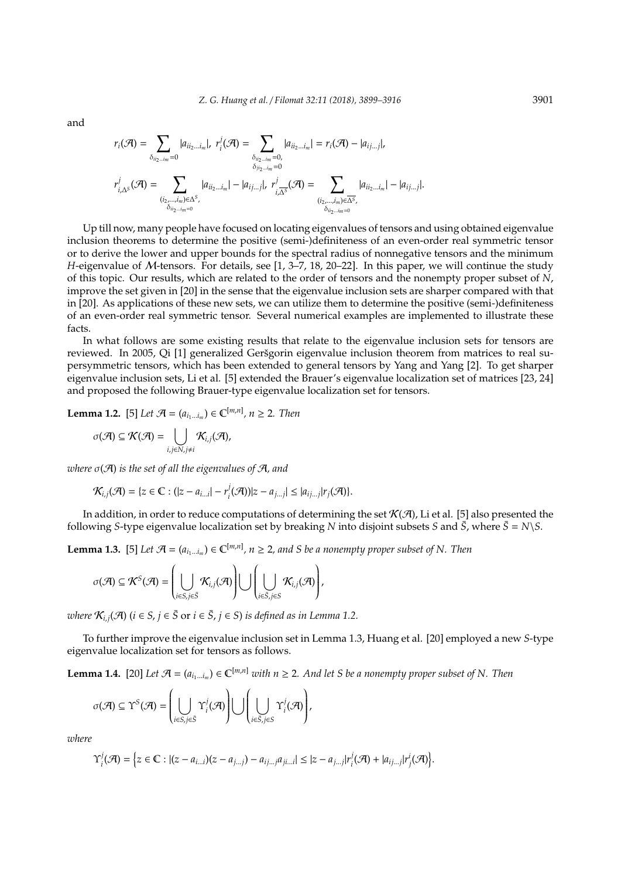and

$$r_i(\mathcal{A}) = \sum_{\delta_{ii_2\ldots i_m}=0} |a_{ii_2\ldots i_m}|,\ r_i^j(\mathcal{A}) = \sum_{\substack{\delta_{ii_2\ldots i_m}=0,\\ \delta_{ji_2\ldots i_m}=0}} |a_{ii_2\ldots i_m}| = r_i(\mathcal{A}) - |a_{ij\ldots j}|,$$

$$r_{i,\Delta^S}^j(\mathcal{A}) = \sum_{\substack{(i_2,\ldots,i_m)\in\Delta^S,\\ \delta_{ii_2\ldots i_m}=0}} |a_{ii_2\ldots i_m}| - |a_{ij\ldots j}|,\ r_{i,\overline{\Delta^S}}^j(\mathcal{A}) = \sum_{\substack{(i_2,\ldots,i_m)\in\overline{\Delta^S},\\ \delta_{ii_2\ldots i_m}=0}} |a_{ii_2\ldots i_m}| - |a_{ij\ldots j}|.$$

Up till now, many people have focused on locating eigenvalues of tensors and using obtained eigenvalue inclusion theorems to determine the positive (semi-)definiteness of an even-order real symmetric tensor or to derive the lower and upper bounds for the spectral radius of nonnegative tensors and the minimum $H$-eigenvalue of $\mathcal{M}$-tensors. For details, see [1, 3–7, 18, 20–22]. In this paper, we will continue the study of this topic. Our results, which are related to the order of tensors and the nonempty proper subset of $N$, improve the set given in [20] in the sense that the eigenvalue inclusion sets are sharper compared with that in [20]. As applications of these new sets, we can utilize them to determine the positive (semi-)definiteness of an even-order real symmetric tensor. Several numerical examples are implemented to illustrate these facts.

In what follows are some existing results that relate to the eigenvalue inclusion sets for tensors are reviewed. In 2005, Qi [1] generalized Geršgorin eigenvalue inclusion theorem from matrices to real supersymmetric tensors, which has been extended to general tensors by Yang and Yang [2]. To get sharper eigenvalue inclusion sets, Li et al. [5] extended the Brauer's eigenvalue localization set of matrices [23, 24] and proposed the following Brauer-type eigenvalue localization set for tensors.

**Lemma 1.2.** [5] *Let $\mathcal{A} = (a_{i_1\ldots i_m}) \in \mathbb{C}^{[m,n]}$, $n \geq 2$. Then*

$$\sigma(\mathcal{A}) \subseteq \mathcal{K}(\mathcal{A}) = \bigcup_{i,j\in N, j\neq i} \mathcal{K}_{i,j}(\mathcal{A}),$$

*where $\sigma(\mathcal{A})$ is the set of all the eigenvalues of $\mathcal{A}$, and*

$$\mathcal{K}_{i,j}(\mathcal{A}) = \{z \in \mathbb{C} : (|z - a_{i\ldots i}| - r_i^j(\mathcal{A}))|z - a_{j\ldots j}| \leq |a_{ij\ldots j}|r_j(\mathcal{A})\}.$$

In addition, in order to reduce computations of determining the set $\mathcal{K}(\mathcal{A})$, Li et al. [5] also presented the following $S$-type eigenvalue localization set by breaking $N$ into disjoint subsets $S$ and $\bar{S}$, where $\bar{S} = N\backslash S$.

**Lemma 1.3.** [5] *Let $\mathcal{A} = (a_{i_1\ldots i_m}) \in \mathbb{C}^{[m,n]}$, $n \geq 2$, and $S$ be a nonempty proper subset of $N$. Then*

$$\sigma(\mathcal{A}) \subseteq \mathcal{K}^S(\mathcal{A}) = \left(\bigcup_{i\in S, j\in\bar{S}} \mathcal{K}_{i,j}(\mathcal{A})\right) \bigcup \left(\bigcup_{i\in\bar{S}, j\in S} \mathcal{K}_{i,j}(\mathcal{A})\right),$$

*where $\mathcal{K}_{i,j}(\mathcal{A})$ ($i \in S$, $j \in \bar{S}$ or $i \in \bar{S}$, $j \in S$) is defined as in Lemma 1.2.*

To further improve the eigenvalue inclusion set in Lemma 1.3, Huang et al. [20] employed a new $S$-type eigenvalue localization set for tensors as follows.

**Lemma 1.4.** [20] *Let $\mathcal{A} = (a_{i_1\ldots i_m}) \in \mathbb{C}^{[m,n]}$ with $n \geq 2$. And let $S$ be a nonempty proper subset of $N$. Then*

$$\sigma(\mathcal{A}) \subseteq \Upsilon^S(\mathcal{A}) = \left(\bigcup_{i\in S, j\in\bar{S}} \Upsilon_i^j(\mathcal{A})\right) \bigcup \left(\bigcup_{i\in\bar{S}, j\in S} \Upsilon_i^j(\mathcal{A})\right),$$

*where*

$$\Upsilon_i^j(\mathcal{A}) = \left\{z \in \mathbb{C} : |(z - a_{i\ldots i})(z - a_{j\ldots j}) - a_{ij\ldots j}a_{ji\ldots i}| \leq |z - a_{j\ldots j}|r_i^j(\mathcal{A}) + |a_{ij\ldots j}|r_j^i(\mathcal{A})\right\}.$$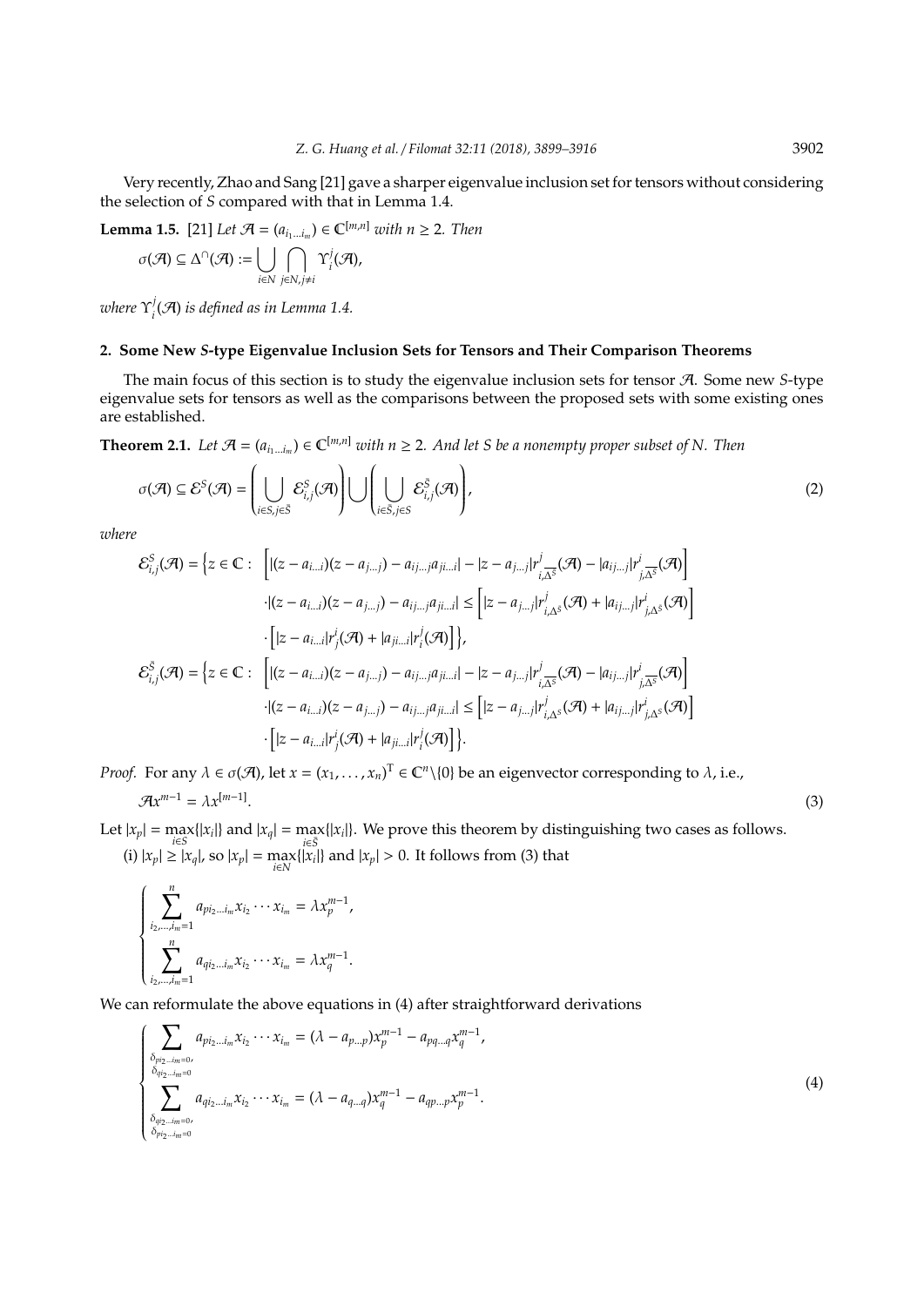Very recently, Zhao and Sang [21] gave a sharper eigenvalue inclusion set for tensors without considering the selection of $S$ compared with that in Lemma 1.4.

**Lemma 1.5.** [21] *Let $\mathcal{A} = (a_{i_1\dots i_m}) \in \mathbb{C}^{[m,n]}$ with $n \geq 2$. Then*

$$\sigma(\mathcal{A}) \subseteq \Delta^{\cap}(\mathcal{A}) := \bigcup_{i\in N} \bigcap_{j\in N, j\neq i} \Upsilon_i^j(\mathcal{A}),$$

*where $\Upsilon_i^j(\mathcal{A})$ is defined as in Lemma 1.4.*

## 2. Some New *S*-type Eigenvalue Inclusion Sets for Tensors and Their Comparison Theorems

The main focus of this section is to study the eigenvalue inclusion sets for tensor $\mathcal{A}$. Some new $S$-type eigenvalue sets for tensors as well as the comparisons between the proposed sets with some existing ones are established.

**Theorem 2.1.** *Let $\mathcal{A} = (a_{i_1\dots i_m}) \in \mathbb{C}^{[m,n]}$ with $n \geq 2$. And let $S$ be a nonempty proper subset of $N$. Then*

$$\sigma(\mathcal{A}) \subseteq \mathcal{E}^S(\mathcal{A}) = \left(\bigcup_{i\in S, j\in \bar{S}} \mathcal{E}_{i,j}^S(\mathcal{A})\right) \bigcup \left(\bigcup_{i\in \bar{S}, j\in S} \mathcal{E}_{i,j}^{\bar{S}}(\mathcal{A})\right), \tag{2}$$

*where*

$$\begin{aligned}
\mathcal{E}_{i,j}^S(\mathcal{A}) = \Big\{z \in \mathbb{C}: \ & \Big[|(z - a_{i\dots i})(z - a_{j\dots j}) - a_{ij\dots j}a_{ji\dots i}| - |z - a_{j\dots j}|r_{i,\overline{\Delta^S}}^j(\mathcal{A}) - |a_{ij\dots j}|r_{j,\overline{\Delta^S}}^i(\mathcal{A})\Big] \\
& \cdot |(z - a_{i\dots i})(z - a_{j\dots j}) - a_{ij\dots j}a_{ji\dots i}| \leq \Big[|z - a_{j\dots j}|r_{i,\Delta^S}^j(\mathcal{A}) + |a_{ij\dots j}|r_{j,\Delta^S}^i(\mathcal{A})\Big] \\
& \cdot \Big[|z - a_{i\dots i}|r_j^i(\mathcal{A}) + |a_{ji\dots i}|r_i^j(\mathcal{A})\Big]\Big\}, \\
\mathcal{E}_{i,j}^{\bar{S}}(\mathcal{A}) = \Big\{z \in \mathbb{C}: \ & \Big[|(z - a_{i\dots i})(z - a_{j\dots j}) - a_{ij\dots j}a_{ji\dots i}| - |z - a_{j\dots j}|r_{i,\overline{\Delta^{\bar{S}}}}^j(\mathcal{A}) - |a_{ij\dots j}|r_{j,\overline{\Delta^{\bar{S}}}}^i(\mathcal{A})\Big] \\
& \cdot |(z - a_{i\dots i})(z - a_{j\dots j}) - a_{ij\dots j}a_{ji\dots i}| \leq \Big[|z - a_{j\dots j}|r_{i,\Delta^{\bar{S}}}^j(\mathcal{A}) + |a_{ij\dots j}|r_{j,\Delta^{\bar{S}}}^i(\mathcal{A})\Big] \\
& \cdot \Big[|z - a_{i\dots i}|r_j^i(\mathcal{A}) + |a_{ji\dots i}|r_i^j(\mathcal{A})\Big]\Big\}.
\end{aligned}$$

*Proof.* For any $\lambda \in \sigma(\mathcal{A})$, let $x = (x_1, \dots, x_n)^{\mathrm{T}} \in \mathbb{C}^n\backslash\{0\}$ be an eigenvector corresponding to $\lambda$, i.e.,

$$\mathcal{A}x^{m-1} = \lambda x^{[m-1]}. \tag{3}$$

Let $|x_p| = \max_{i\in S}\{|x_i|\}$ and $|x_q| = \max_{i\in \bar{S}}\{|x_i|\}$. We prove this theorem by distinguishing two cases as follows.

(i) $|x_p| \geq |x_q|$, so $|x_p| = \max_{i\in N}\{|x_i|\}$ and $|x_p| > 0$. It follows from (3) that

$$\begin{cases}
\displaystyle\sum_{i_2,\dots,i_m=1}^{n} a_{pi_2\dots i_m}x_{i_2}\cdots x_{i_m} = \lambda x_p^{m-1}, \\
\displaystyle\sum_{i_2,\dots,i_m=1}^{n} a_{qi_2\dots i_m}x_{i_2}\cdots x_{i_m} = \lambda x_q^{m-1}.
\end{cases}$$

We can reformulate the above equations in (4) after straightforward derivations

$$\begin{cases}
\displaystyle\sum_{\substack{\delta_{pi_2\dots i_m}=0, \\ \delta_{qi_2\dots i_m}=0}} a_{pi_2\dots i_m}x_{i_2}\cdots x_{i_m} = (\lambda - a_{p\dots p})x_p^{m-1} - a_{pq\dots q}x_q^{m-1}, \\
\displaystyle\sum_{\substack{\delta_{qi_2\dots i_m}=0, \\ \delta_{pi_2\dots i_m}=0}} a_{qi_2\dots i_m}x_{i_2}\cdots x_{i_m} = (\lambda - a_{q\dots q})x_q^{m-1} - a_{qp\dots p}x_p^{m-1}.
\end{cases} \tag{4}$$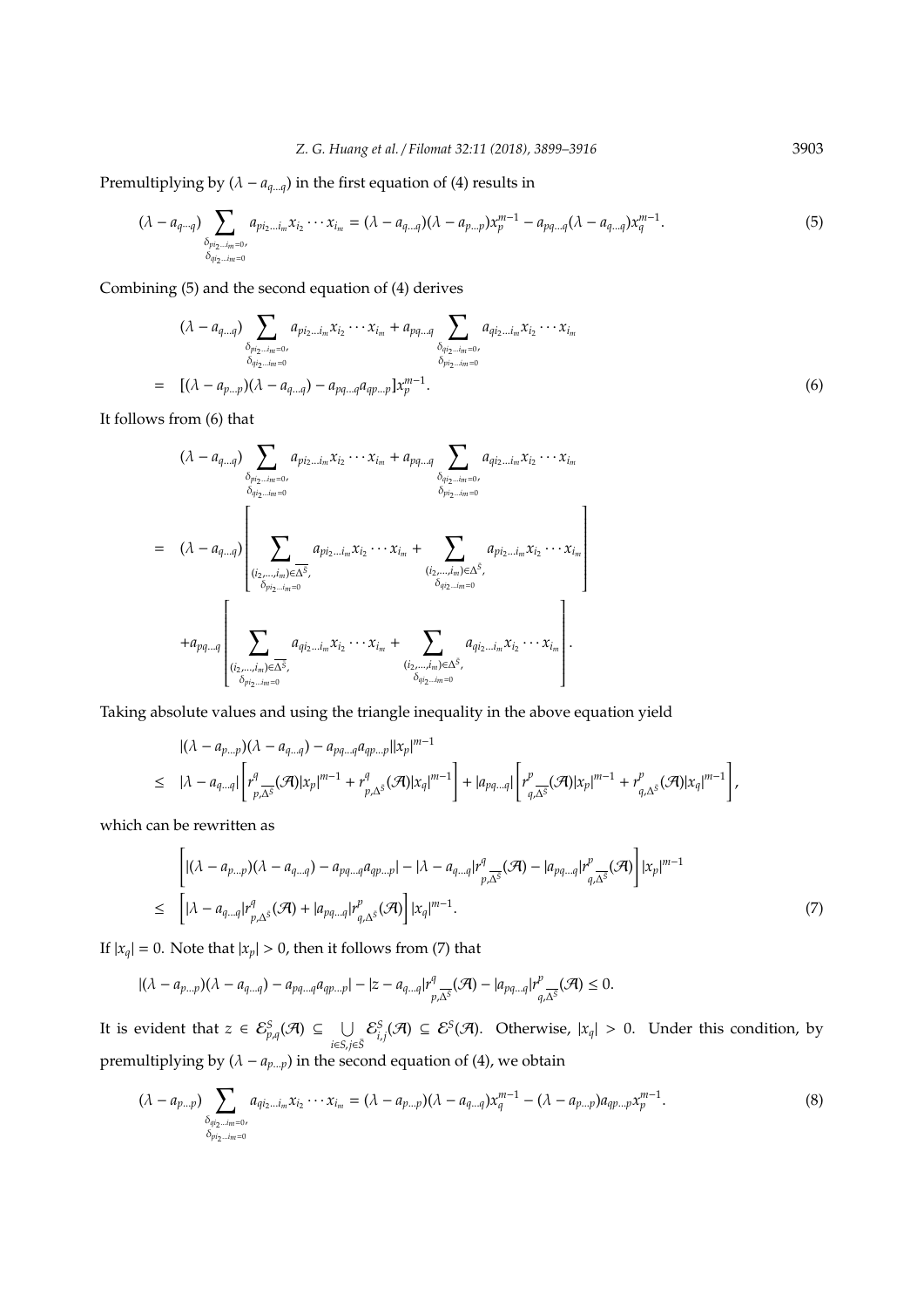Premultiplying by $(\lambda - a_{q\ldots q})$ in the first equation of (4) results in

$$(\lambda - a_{q\cdots q}) \sum_{\substack{\delta_{pi_2\ldots i_m}=0, \\ \delta_{qi_2\ldots i_m}=0}} a_{pi_2\ldots i_m} x_{i_2} \cdots x_{i_m} = (\lambda - a_{q\ldots q})(\lambda - a_{p\ldots p}) x_p^{m-1} - a_{pq\ldots q}(\lambda - a_{q\ldots q}) x_q^{m-1}. \tag{5}$$

Combining (5) and the second equation of (4) derives

$$\begin{aligned}
&(\lambda - a_{q\ldots q}) \sum_{\substack{\delta_{pi_2\ldots i_m}=0, \\ \delta_{qi_2\ldots i_m}=0}} a_{pi_2\ldots i_m} x_{i_2} \cdots x_{i_m} + a_{pq\ldots q} \sum_{\substack{\delta_{qi_2\ldots i_m}=0, \\ \delta_{pi_2\ldots i_m}=0}} a_{qi_2\ldots i_m} x_{i_2} \cdots x_{i_m} \\
= \;& [(\lambda - a_{p\ldots p})(\lambda - a_{q\ldots q}) - a_{pq\ldots q} a_{qp\ldots p}] x_p^{m-1}.
\end{aligned} \tag{6}$$

It follows from (6) that

$$\begin{aligned}
&(\lambda - a_{q\ldots q}) \sum_{\substack{\delta_{pi_2\ldots i_m}=0, \\ \delta_{qi_2\ldots i_m}=0}} a_{pi_2\ldots i_m} x_{i_2} \cdots x_{i_m} + a_{pq\ldots q} \sum_{\substack{\delta_{qi_2\ldots i_m}=0, \\ \delta_{pi_2\ldots i_m}=0}} a_{qi_2\ldots i_m} x_{i_2} \cdots x_{i_m} \\
= \;& (\lambda - a_{q\ldots q}) \left[ \sum_{\substack{(i_2,\ldots,i_m)\in\overline{\Delta^{\bar{S}}}, \\ \delta_{pi_2\ldots i_m}=0}} a_{pi_2\ldots i_m} x_{i_2} \cdots x_{i_m} + \sum_{\substack{(i_2,\ldots,i_m)\in\Delta^{\bar{S}}, \\ \delta_{qi_2\ldots i_m}=0}} a_{pi_2\ldots i_m} x_{i_2} \cdots x_{i_m} \right] \\
& + a_{pq\ldots q} \left[ \sum_{\substack{(i_2,\ldots,i_m)\in\overline{\Delta^{\bar{S}}}, \\ \delta_{pi_2\ldots i_m}=0}} a_{qi_2\ldots i_m} x_{i_2} \cdots x_{i_m} + \sum_{\substack{(i_2,\ldots,i_m)\in\Delta^{\bar{S}}, \\ \delta_{qi_2\ldots i_m}=0}} a_{qi_2\ldots i_m} x_{i_2} \cdots x_{i_m} \right].
\end{aligned}$$

Taking absolute values and using the triangle inequality in the above equation yield

$$\begin{aligned}
&|(\lambda - a_{p\ldots p})(\lambda - a_{q\ldots q}) - a_{pq\ldots q} a_{qp\ldots p}| |x_p|^{m-1} \\
\leq \;& |\lambda - a_{q\ldots q}| \left[ r^q_{p,\overline{\Delta^{\bar{S}}}}(\mathcal{A}) |x_p|^{m-1} + r^q_{p,\Delta^{\bar{S}}}(\mathcal{A}) |x_q|^{m-1} \right] + |a_{pq\ldots q}| \left[ r^p_{q,\overline{\Delta^{\bar{S}}}}(\mathcal{A}) |x_p|^{m-1} + r^p_{q,\Delta^{\bar{S}}}(\mathcal{A}) |x_q|^{m-1} \right],
\end{aligned}$$

which can be rewritten as

$$\begin{aligned}
&\left[ |(\lambda - a_{p\ldots p})(\lambda - a_{q\ldots q}) - a_{pq\ldots q} a_{qp\ldots p}| - |\lambda - a_{q\ldots q}| r^q_{p,\overline{\Delta^{\bar{S}}}}(\mathcal{A}) - |a_{pq\ldots q}| r^p_{q,\overline{\Delta^{\bar{S}}}}(\mathcal{A}) \right] |x_p|^{m-1} \\
\leq \;& \left[ |\lambda - a_{q\ldots q}| r^q_{p,\Delta^{\bar{S}}}(\mathcal{A}) + |a_{pq\ldots q}| r^p_{q,\Delta^{\bar{S}}}(\mathcal{A}) \right] |x_q|^{m-1}.
\end{aligned} \tag{7}$$

If $|x_q| = 0$. Note that $|x_p| > 0$, then it follows from (7) that

$$|(\lambda - a_{p\ldots p})(\lambda - a_{q\ldots q}) - a_{pq\ldots q} a_{qp\ldots p}| - |z - a_{q\ldots q}| r^q_{p,\overline{\Delta^{\bar{S}}}}(\mathcal{A}) - |a_{pq\ldots q}| r^p_{q,\overline{\Delta^{\bar{S}}}}(\mathcal{A}) \leq 0.$$

It is evident that $z \in \mathcal{E}^S_{p,q}(\mathcal{A}) \subseteq \bigcup_{i\in S, j\in\bar{S}} \mathcal{E}^S_{i,j}(\mathcal{A}) \subseteq \mathcal{E}^S(\mathcal{A})$. Otherwise, $|x_q| > 0$. Under this condition, by premultiplying by $(\lambda - a_{p\ldots p})$ in the second equation of (4), we obtain

$$(\lambda - a_{p\ldots p}) \sum_{\substack{\delta_{qi_2\ldots i_m}=0, \\ \delta_{pi_2\ldots i_m}=0}} a_{qi_2\ldots i_m} x_{i_2} \cdots x_{i_m} = (\lambda - a_{p\ldots p})(\lambda - a_{q\ldots q}) x_q^{m-1} - (\lambda - a_{p\ldots p}) a_{qp\ldots p} x_p^{m-1}. \tag{8}$$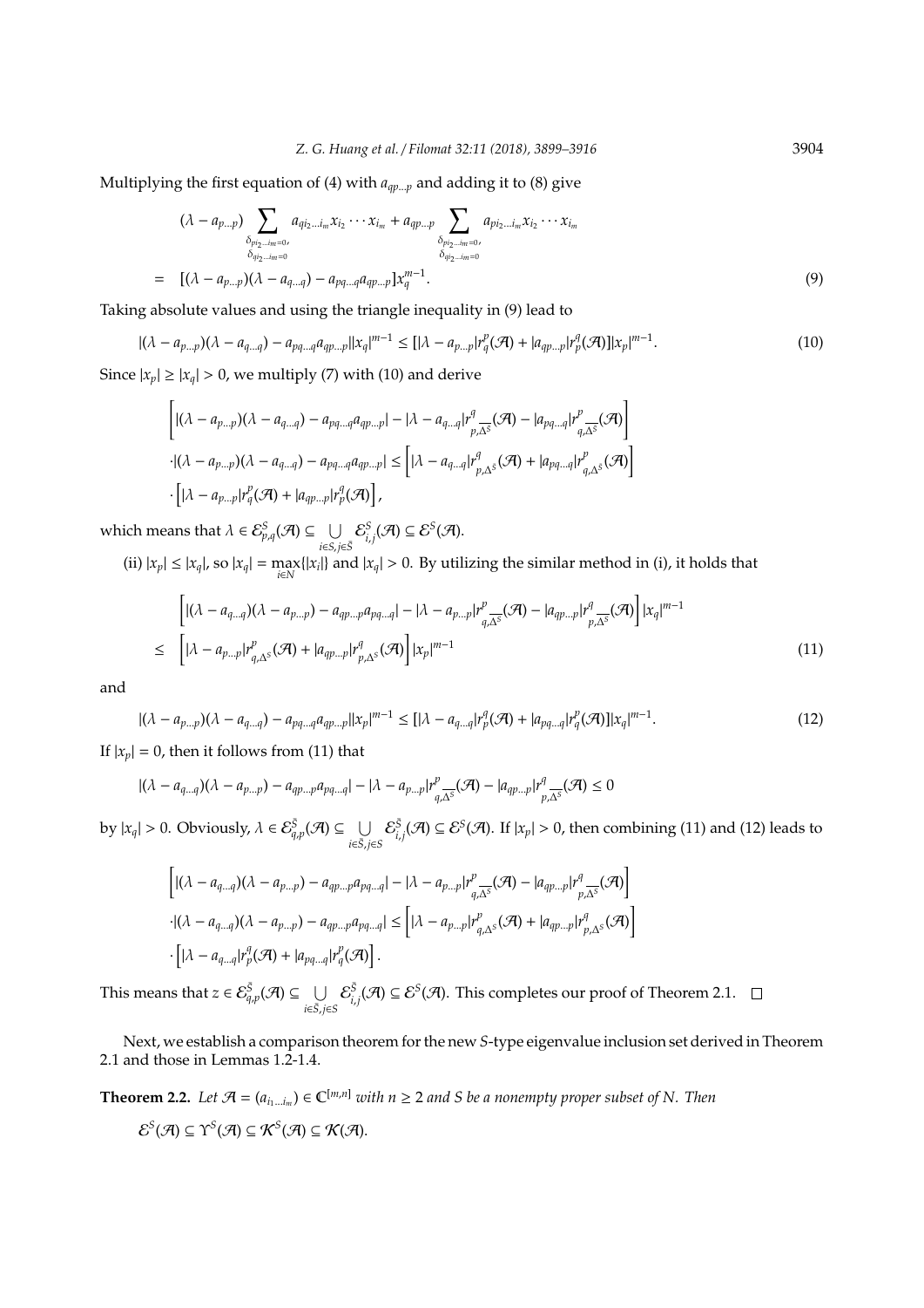Multiplying the first equation of (4) with $a_{qp...p}$ and adding it to (8) give

$$
\begin{aligned}
&(\lambda - a_{p...p}) \sum_{\substack{\delta_{pi_2...i_m=0},\\ \delta_{qi_2...i_m=0}}} a_{qi_2...i_m} x_{i_2} \cdots x_{i_m} + a_{qp...p} \sum_{\substack{\delta_{pi_2...i_m=0},\\ \delta_{qi_2...i_m=0}}} a_{pi_2...i_m} x_{i_2} \cdots x_{i_m} \\
= \;& [(\lambda - a_{p...p})(\lambda - a_{q...q}) - a_{pq...q} a_{qp...p}] x_q^{m-1}.
\end{aligned} \tag{9}
$$

Taking absolute values and using the triangle inequality in (9) lead to

$$
|(\lambda - a_{p...p})(\lambda - a_{q...q}) - a_{pq...q} a_{qp...p}| |x_q|^{m-1} \leq [|\lambda - a_{p...p}| r_q^p(\mathcal{A}) + |a_{qp...p}| r_p^q(\mathcal{A})] |x_p|^{m-1}. \tag{10}
$$

Since $|x_p| \geq |x_q| > 0$, we multiply (7) with (10) and derive

$$
\begin{aligned}
&\left[ |(\lambda - a_{p...p})(\lambda - a_{q...q}) - a_{pq...q} a_{qp...p}| - |\lambda - a_{q...q}| r^q_{p,\overline{\Delta^S}}(\mathcal{A}) - |a_{pq...q}| r^p_{q,\overline{\Delta^S}}(\mathcal{A}) \right] \\
&\cdot |(\lambda - a_{p...p})(\lambda - a_{q...q}) - a_{pq...q} a_{qp...p}| \leq \left[ |\lambda - a_{q...q}| r^q_{p,\Delta^S}(\mathcal{A}) + |a_{pq...q}| r^p_{q,\Delta^S}(\mathcal{A}) \right] \\
&\cdot \left[ |\lambda - a_{p...p}| r_q^p(\mathcal{A}) + |a_{qp...p}| r_p^q(\mathcal{A}) \right],
\end{aligned}
$$

which means that $\lambda \in \mathcal{E}^S_{p,q}(\mathcal{A}) \subseteq \bigcup_{i \in S, j \in \bar{S}} \mathcal{E}^S_{i,j}(\mathcal{A}) \subseteq \mathcal{E}^S(\mathcal{A})$.

(ii) $|x_p| \leq |x_q|$, so $|x_q| = \max_{i \in N}\{|x_i|\}$ and $|x_q| > 0$. By utilizing the similar method in (i), it holds that

$$
\begin{aligned}
&\left[ |(\lambda - a_{q...q})(\lambda - a_{p...p}) - a_{qp...p} a_{pq...q}| - |\lambda - a_{p...p}| r^p_{q,\overline{\Delta^S}}(\mathcal{A}) - |a_{qp...p}| r^q_{p,\overline{\Delta^S}}(\mathcal{A}) \right] |x_q|^{m-1} \\
\leq \;& \left[ |\lambda - a_{p...p}| r^p_{q,\Delta^S}(\mathcal{A}) + |a_{qp...p}| r^q_{p,\Delta^S}(\mathcal{A}) \right] |x_p|^{m-1}
\end{aligned} \tag{11}
$$

and

$$
|(\lambda - a_{p...p})(\lambda - a_{q...q}) - a_{pq...q} a_{qp...p}| |x_p|^{m-1} \leq [|\lambda - a_{q...q}| r_p^q(\mathcal{A}) + |a_{pq...q}| r_q^p(\mathcal{A})] |x_q|^{m-1}. \tag{12}
$$

If $|x_p| = 0$, then it follows from (11) that

$$
|(\lambda - a_{q...q})(\lambda - a_{p...p}) - a_{qp...p} a_{pq...q}| - |\lambda - a_{p...p}| r^p_{q,\overline{\Delta^S}}(\mathcal{A}) - |a_{qp...p}| r^q_{p,\overline{\Delta^S}}(\mathcal{A}) \leq 0
$$

by $|x_q| > 0$. Obviously, $\lambda \in \mathcal{E}^{\bar{S}}_{q,p}(\mathcal{A}) \subseteq \bigcup_{i \in \bar{S}, j \in S} \mathcal{E}^{\bar{S}}_{i,j}(\mathcal{A}) \subseteq \mathcal{E}^S(\mathcal{A})$. If $|x_p| > 0$, then combining (11) and (12) leads to

$$
\begin{aligned}
&\left[ |(\lambda - a_{q...q})(\lambda - a_{p...p}) - a_{qp...p} a_{pq...q}| - |\lambda - a_{p...p}| r^p_{q,\overline{\Delta^S}}(\mathcal{A}) - |a_{qp...p}| r^q_{p,\overline{\Delta^S}}(\mathcal{A}) \right] \\
&\cdot |(\lambda - a_{q...q})(\lambda - a_{p...p}) - a_{qp...p} a_{pq...q}| \leq \left[ |\lambda - a_{p...p}| r^p_{q,\Delta^S}(\mathcal{A}) + |a_{qp...p}| r^q_{p,\Delta^S}(\mathcal{A}) \right] \\
&\cdot \left[ |\lambda - a_{q...q}| r_p^q(\mathcal{A}) + |a_{pq...q}| r_q^p(\mathcal{A}) \right].
\end{aligned}
$$

This means that $z \in \mathcal{E}^{\bar{S}}_{q,p}(\mathcal{A}) \subseteq \bigcup_{i \in \bar{S}, j \in S} \mathcal{E}^{\bar{S}}_{i,j}(\mathcal{A}) \subseteq \mathcal{E}^S(\mathcal{A})$. This completes our proof of Theorem 2.1. $\square$

Next, we establish a comparison theorem for the new $S$-type eigenvalue inclusion set derived in Theorem 2.1 and those in Lemmas 1.2-1.4.

**Theorem 2.2.** *Let $\mathcal{A} = (a_{i_1...i_m}) \in \mathbb{C}^{[m,n]}$ with $n \geq 2$ and $S$ be a nonempty proper subset of $N$. Then*

$$
\mathcal{E}^S(\mathcal{A}) \subseteq \Upsilon^S(\mathcal{A}) \subseteq \mathcal{K}^S(\mathcal{A}) \subseteq \mathcal{K}(\mathcal{A}).
$$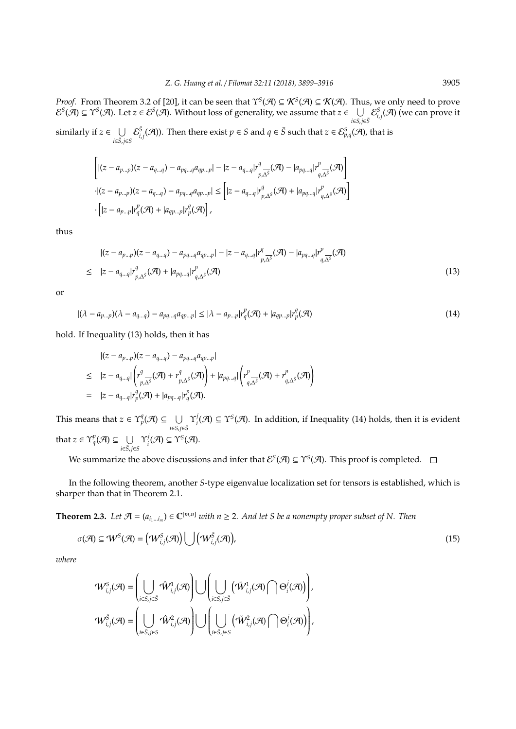*Proof.* From Theorem 3.2 of [20], it can be seen that $\Upsilon^S(\mathcal{A}) \subseteq \mathcal{K}^S(\mathcal{A}) \subseteq \mathcal{K}(\mathcal{A})$. Thus, we only need to prove $\mathcal{E}^S(\mathcal{A}) \subseteq \Upsilon^S(\mathcal{A})$. Let $z \in \mathcal{E}^S(\mathcal{A})$. Without loss of generality, we assume that $z \in \bigcup\limits_{i\in S, j\in\bar{S}} \mathcal{E}^S_{i,j}(\mathcal{A})$ (we can prove it similarly if $z \in \bigcup\limits_{i\in\bar{S}, j\in S} \mathcal{E}^{\bar{S}}_{i,j}(\mathcal{A})$). Then there exist $p \in S$ and $q \in \bar{S}$ such that $z \in \mathcal{E}^S_{p,q}(\mathcal{A})$, that is

$$
\begin{aligned}
&\left[|(z-a_{p\ldots p})(z-a_{q\ldots q}) - a_{pq\ldots q}a_{qp\ldots p}| - |z-a_{q\ldots q}|r^q_{p,\overline{\Delta^S}}(\mathcal{A}) - |a_{pq\ldots q}|r^p_{q,\overline{\Delta^S}}(\mathcal{A})\right] \\
&\cdot|(z-a_{p\ldots p})(z-a_{q\ldots q}) - a_{pq\ldots q}a_{qp\ldots p}| \leq \left[|z-a_{q\ldots q}|r^q_{p,\Delta^S}(\mathcal{A}) + |a_{pq\ldots q}|r^p_{q,\Delta^S}(\mathcal{A})\right] \\
&\cdot\left[|z-a_{p\ldots p}|r^p_q(\mathcal{A}) + |a_{qp\ldots p}|r^q_p(\mathcal{A})\right],
\end{aligned}
$$

thus

$$
\begin{aligned}
&|(z-a_{p\ldots p})(z-a_{q\ldots q}) - a_{pq\ldots q}a_{qp\ldots p}| - |z-a_{q\ldots q}|r^q_{p,\overline{\Delta^S}}(\mathcal{A}) - |a_{pq\ldots q}|r^p_{q,\overline{\Delta^S}}(\mathcal{A}) \\
\leq\;& |z-a_{q\ldots q}|r^q_{p,\Delta^S}(\mathcal{A}) + |a_{pq\ldots q}|r^p_{q,\Delta^S}(\mathcal{A})
\end{aligned}
\tag{13}
$$

or

$$
|(\lambda-a_{p\ldots p})(\lambda-a_{q\ldots q}) - a_{pq\ldots q}a_{qp\ldots p}| \leq |\lambda-a_{p\ldots p}|r^p_q(\mathcal{A}) + |a_{qp\ldots p}|r^q_p(\mathcal{A}) \tag{14}
$$

hold. If Inequality (13) holds, then it has

$$
\begin{aligned}
&|(z-a_{p\ldots p})(z-a_{q\ldots q}) - a_{pq\ldots q}a_{qp\ldots p}| \\
\leq\;& |z-a_{q\ldots q}|\left(r^q_{p,\overline{\Delta^S}}(\mathcal{A}) + r^q_{p,\Delta^S}(\mathcal{A})\right) + |a_{pq\ldots q}|\left(r^p_{q,\overline{\Delta^S}}(\mathcal{A}) + r^p_{q,\Delta^S}(\mathcal{A})\right) \\
=\;& |z-a_{q\ldots q}|r^q_p(\mathcal{A}) + |a_{pq\ldots q}|r^p_q(\mathcal{A}).
\end{aligned}
$$

This means that $z \in \Upsilon^q_p(\mathcal{A}) \subseteq \bigcup\limits_{i\in S, j\in\bar{S}} \Upsilon^j_i(\mathcal{A}) \subseteq \Upsilon^S(\mathcal{A})$. In addition, if Inequality (14) holds, then it is evident that $z \in \Upsilon^p_q(\mathcal{A}) \subseteq \bigcup\limits_{i\in\bar{S}, j\in S} \Upsilon^j_i(\mathcal{A}) \subseteq \Upsilon^S(\mathcal{A})$.

We summarize the above discussions and infer that $\mathcal{E}^S(\mathcal{A}) \subseteq \Upsilon^S(\mathcal{A})$. This proof is completed. □

In the following theorem, another $S$-type eigenvalue localization set for tensors is established, which is sharper than that in Theorem 2.1.

**Theorem 2.3.** *Let $\mathcal{A} = (a_{i_1\ldots i_m}) \in \mathbb{C}^{[m,n]}$ with $n \geq 2$. And let $S$ be a nonempty proper subset of $N$. Then*

$$
\sigma(\mathcal{A}) \subseteq \mathcal{W}^S(\mathcal{A}) = \left(\mathcal{W}^S_{i,j}(\mathcal{A})\right) \bigcup \left(\mathcal{W}^{\bar{S}}_{i,j}(\mathcal{A})\right), \tag{15}
$$

*where*

$$
\mathcal{W}^S_{i,j}(\mathcal{A}) = \left(\bigcup_{i\in S, j\in\bar{S}} \hat{\mathcal{W}}^1_{i,j}(\mathcal{A})\right) \bigcup \left(\bigcup_{i\in S, j\in\bar{S}} \left(\tilde{\mathcal{W}}^1_{i,j}(\mathcal{A}) \bigcap \Theta^j_i(\mathcal{A})\right)\right),
$$

$$
\mathcal{W}^{\bar{S}}_{i,j}(\mathcal{A}) = \left(\bigcup_{i\in\bar{S}, j\in S} \hat{\mathcal{W}}^2_{i,j}(\mathcal{A})\right) \bigcup \left(\bigcup_{i\in\bar{S}, j\in S} \left(\tilde{\mathcal{W}}^2_{i,j}(\mathcal{A}) \bigcap \Theta^j_i(\mathcal{A})\right)\right),
$$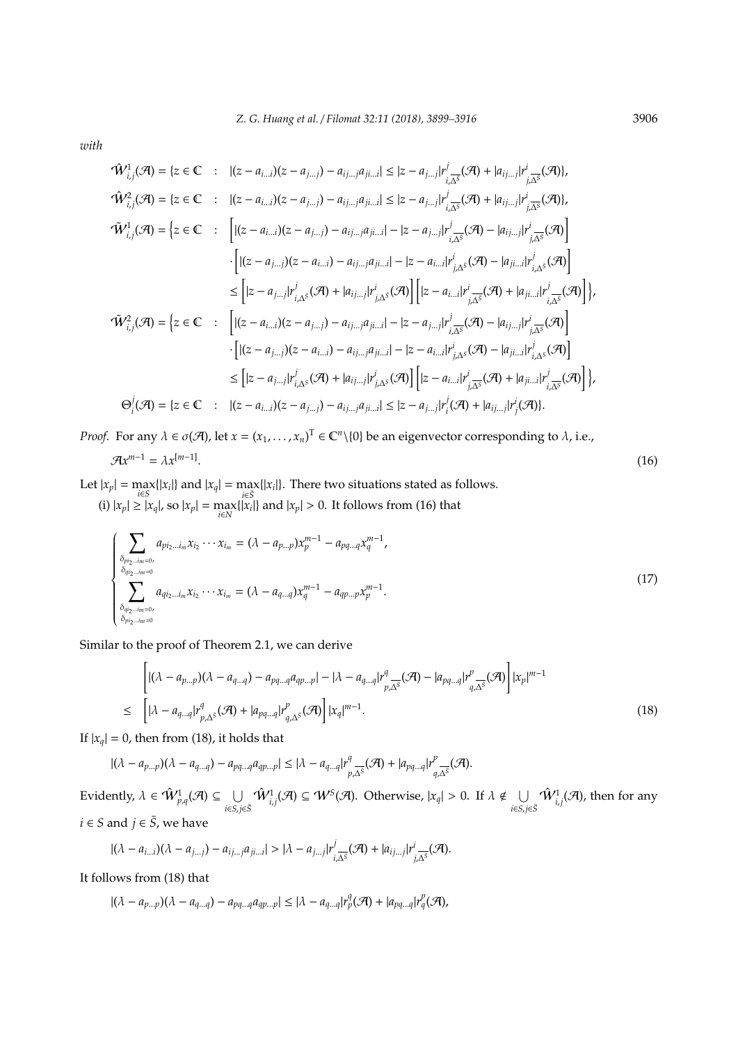*with*

$$\hat{\mathcal{W}}^1_{i,j}(\mathcal{A}) = \{z \in \mathbb{C} \ : \ |(z - a_{i\ldots i})(z - a_{j\ldots j}) - a_{ij\ldots j}a_{ji\ldots i}| \le |z - a_{j\ldots j}| r^j_{i,\overline{\Delta^S}}(\mathcal{A}) + |a_{ij\ldots j}| r^i_{j,\overline{\Delta^S}}(\mathcal{A})\},$$

$$\hat{\mathcal{W}}^2_{i,j}(\mathcal{A}) = \{z \in \mathbb{C} \ : \ |(z - a_{i\ldots i})(z - a_{j\ldots j}) - a_{ij\ldots j}a_{ji\ldots i}| \le |z - a_{j\ldots j}| r^j_{i,\overline{\Delta^S}}(\mathcal{A}) + |a_{ij\ldots j}| r^i_{j,\overline{\Delta^S}}(\mathcal{A})\},$$

$$\begin{aligned}
\tilde{\mathcal{W}}^1_{i,j}(\mathcal{A}) = \Big\{z \in \mathbb{C} \ : \ & \Big[|(z - a_{i\ldots i})(z - a_{j\ldots j}) - a_{ij\ldots j}a_{ji\ldots i}| - |z - a_{j\ldots j}| r^j_{i,\overline{\Delta^S}}(\mathcal{A}) - |a_{ij\ldots j}| r^i_{j,\overline{\Delta^S}}(\mathcal{A})\Big] \\
& \cdot \Big[|(z - a_{j\ldots j})(z - a_{i\ldots i}) - a_{ij\ldots j}a_{ji\ldots i}| - |z - a_{i\ldots i}| r^i_{j,\Delta^S}(\mathcal{A}) - |a_{ji\ldots i}| r^j_{i,\Delta^S}(\mathcal{A})\Big] \\
& \le \Big[|z - a_{j\ldots j}| r^j_{i,\Delta^S}(\mathcal{A}) + |a_{ij\ldots j}| r^i_{j,\Delta^S}(\mathcal{A})\Big]\Big[|z - a_{i\ldots i}| r^i_{j,\overline{\Delta^S}}(\mathcal{A}) + |a_{ji\ldots i}| r^j_{i,\overline{\Delta^S}}(\mathcal{A})\Big]\Big\},
\end{aligned}$$

$$\begin{aligned}
\tilde{\mathcal{W}}^2_{i,j}(\mathcal{A}) = \Big\{z \in \mathbb{C} \ : \ & \Big[|(z - a_{i\ldots i})(z - a_{j\ldots j}) - a_{ij\ldots j}a_{ji\ldots i}| - |z - a_{j\ldots j}| r^j_{i,\overline{\Delta^S}}(\mathcal{A}) - |a_{ij\ldots j}| r^i_{j,\overline{\Delta^S}}(\mathcal{A})\Big] \\
& \cdot \Big[|(z - a_{j\ldots j})(z - a_{i\ldots i}) - a_{ij\ldots j}a_{ji\ldots i}| - |z - a_{i\ldots i}| r^i_{j,\Delta^S}(\mathcal{A}) - |a_{ji\ldots i}| r^j_{i,\Delta^S}(\mathcal{A})\Big] \\
& \le \Big[|z - a_{j\ldots j}| r^j_{i,\Delta^S}(\mathcal{A}) + |a_{ij\ldots j}| r^i_{j,\Delta^S}(\mathcal{A})\Big]\Big[|z - a_{i\ldots i}| r^i_{j,\overline{\Delta^S}}(\mathcal{A}) + |a_{ji\ldots i}| r^j_{i,\overline{\Delta^S}}(\mathcal{A})\Big]\Big\},
\end{aligned}$$

$$\Theta^j_i(\mathcal{A}) = \{z \in \mathbb{C} \ : \ |(z - a_{i\ldots i})(z - a_{j\ldots j}) - a_{ij\ldots j}a_{ji\ldots i}| \le |z - a_{j\ldots j}| r^j_i(\mathcal{A}) + |a_{ij\ldots j}| r^i_j(\mathcal{A})\}.$$

*Proof.* For any $\lambda \in \sigma(\mathcal{A})$, let $x = (x_1, \ldots, x_n)^{\mathrm{T}} \in \mathbb{C}^n \backslash \{0\}$ be an eigenvector corresponding to $\lambda$, i.e.,

$$\mathcal{A}x^{m-1} = \lambda x^{[m-1]}. \tag{16}$$

Let $|x_p| = \max_{i \in S}\{|x_i|\}$ and $|x_q| = \max_{i \in \bar{S}}\{|x_i|\}$. There two situations stated as follows.

(i) $|x_p| \ge |x_q|$, so $|x_p| = \max_{i \in N}\{|x_i|\}$ and $|x_p| > 0$. It follows from (16) that

$$\begin{cases}
\displaystyle\sum_{\substack{\delta_{pi_2\ldots i_m=0}, \\ \delta_{qi_2\ldots i_m=0}}} a_{pi_2\ldots i_m} x_{i_2} \cdots x_{i_m} = (\lambda - a_{p\ldots p}) x_p^{m-1} - a_{pq\ldots q} x_q^{m-1}, \\
\displaystyle\sum_{\substack{\delta_{qi_2\ldots i_m=0}, \\ \delta_{pi_2\ldots i_m=0}}} a_{qi_2\ldots i_m} x_{i_2} \cdots x_{i_m} = (\lambda - a_{q\ldots q}) x_q^{m-1} - a_{qp\ldots p} x_p^{m-1}.
\end{cases} \tag{17}$$

Similar to the proof of Theorem 2.1, we can derive

$$\begin{aligned}
& \Big[|(\lambda - a_{p\ldots p})(\lambda - a_{q\ldots q}) - a_{pq\ldots q}a_{qp\ldots p}| - |\lambda - a_{q\ldots q}| r^q_{p,\overline{\Delta^S}}(\mathcal{A}) - |a_{pq\ldots q}| r^p_{q,\overline{\Delta^S}}(\mathcal{A})\Big] |x_p|^{m-1} \\
\le \ & \Big[|\lambda - a_{q\ldots q}| r^q_{p,\Delta^S}(\mathcal{A}) + |a_{pq\ldots q}| r^p_{q,\Delta^S}(\mathcal{A})\Big] |x_q|^{m-1}.
\end{aligned} \tag{18}$$

If $|x_q| = 0$, then from (18), it holds that

$$|(\lambda - a_{p\ldots p})(\lambda - a_{q\ldots q}) - a_{pq\ldots q}a_{qp\ldots p}| \le |\lambda - a_{q\ldots q}| r^q_{p,\overline{\Delta^S}}(\mathcal{A}) + |a_{pq\ldots q}| r^p_{q,\overline{\Delta^S}}(\mathcal{A}).$$

Evidently, $\lambda \in \hat{\mathcal{W}}^1_{p,q}(\mathcal{A}) \subseteq \bigcup_{i \in S, j \in \bar{S}} \hat{\mathcal{W}}^1_{i,j}(\mathcal{A}) \subseteq \mathcal{W}^S(\mathcal{A})$. Otherwise, $|x_q| > 0$. If $\lambda \notin \bigcup_{i \in S, j \in \bar{S}} \hat{\mathcal{W}}^1_{i,j}(\mathcal{A})$, then for any $i \in S$ and $j \in \bar{S}$, we have

$$|(\lambda - a_{i\ldots i})(\lambda - a_{j\ldots j}) - a_{ij\ldots j}a_{ji\ldots i}| > |\lambda - a_{j\ldots j}| r^j_{i,\overline{\Delta^S}}(\mathcal{A}) + |a_{ij\ldots j}| r^i_{j,\overline{\Delta^S}}(\mathcal{A}).$$

It follows from (18) that

$$|(\lambda - a_{p\ldots p})(\lambda - a_{q\ldots q}) - a_{pq\ldots q}a_{qp\ldots p}| \le |\lambda - a_{q\ldots q}| r^q_p(\mathcal{A}) + |a_{pq\ldots q}| r^p_q(\mathcal{A}),$$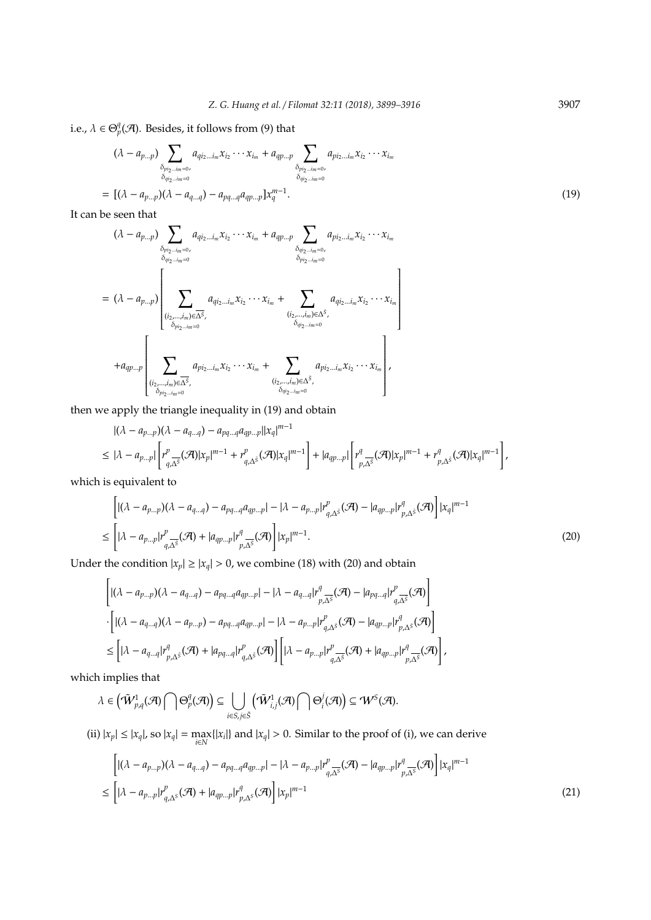i.e., $\lambda \in \Theta_p^q(\mathcal{A})$. Besides, it follows from (9) that

$$
\begin{aligned}
&(\lambda - a_{p\ldots p}) \sum_{\substack{\delta_{pi_2\ldots i_m}=0,\\ \delta_{qi_2\ldots i_m}=0}} a_{qi_2\ldots i_m} x_{i_2}\cdots x_{i_m} + a_{qp\ldots p} \sum_{\substack{\delta_{pi_2\ldots i_m}=0,\\ \delta_{qi_2\ldots i_m}=0}} a_{pi_2\ldots i_m} x_{i_2}\cdots x_{i_m} \\
=\ & [(\lambda - a_{p\ldots p})(\lambda - a_{q\ldots q}) - a_{pq\ldots q} a_{qp\ldots p}] x_q^{m-1}.
\end{aligned} \tag{19}
$$

It can be seen that

$$
\begin{aligned}
&(\lambda - a_{p\ldots p}) \sum_{\substack{\delta_{pi_2\ldots i_m}=0,\\ \delta_{qi_2\ldots i_m}=0}} a_{qi_2\ldots i_m} x_{i_2}\cdots x_{i_m} + a_{qp\ldots p} \sum_{\substack{\delta_{qi_2\ldots i_m}=0,\\ \delta_{pi_2\ldots i_m}=0}} a_{pi_2\ldots i_m} x_{i_2}\cdots x_{i_m} \\
=\ & (\lambda - a_{p\ldots p}) \left[ \sum_{\substack{(i_2,\ldots,i_m)\in\overline{\Delta^{\bar{S}}},\\ \delta_{pi_2\ldots i_m}=0}} a_{qi_2\ldots i_m} x_{i_2}\cdots x_{i_m} + \sum_{\substack{(i_2,\ldots,i_m)\in\Delta^{\bar{S}},\\ \delta_{qi_2\ldots i_m}=0}} a_{qi_2\ldots i_m} x_{i_2}\cdots x_{i_m} \right] \\
&+ a_{qp\ldots p} \left[ \sum_{\substack{(i_2,\ldots,i_m)\in\overline{\Delta^{\bar{S}}},\\ \delta_{pi_2\ldots i_m}=0}} a_{pi_2\ldots i_m} x_{i_2}\cdots x_{i_m} + \sum_{\substack{(i_2,\ldots,i_m)\in\Delta^{\bar{S}},\\ \delta_{qi_2\ldots i_m}=0}} a_{pi_2\ldots i_m} x_{i_2}\cdots x_{i_m} \right],
\end{aligned}
$$

then we apply the triangle inequality in (19) and obtain

$$
\begin{aligned}
&|(\lambda - a_{p\ldots p})(\lambda - a_{q\ldots q}) - a_{pq\ldots q} a_{qp\ldots p}| |x_q|^{m-1} \\
\leq\ & |\lambda - a_{p\ldots p}| \left[ r^p_{q,\overline{\Delta^{\bar{S}}}}(\mathcal{A}) |x_p|^{m-1} + r^p_{q,\Delta^{\bar{S}}}(\mathcal{A}) |x_q|^{m-1} \right] + |a_{qp\ldots p}| \left[ r^q_{p,\overline{\Delta^{\bar{S}}}}(\mathcal{A}) |x_p|^{m-1} + r^q_{p,\Delta^{\bar{S}}}(\mathcal{A}) |x_q|^{m-1} \right],
\end{aligned}
$$

which is equivalent to

$$
\begin{aligned}
&\left[ |(\lambda - a_{p\ldots p})(\lambda - a_{q\ldots q}) - a_{pq\ldots q} a_{qp\ldots p}| - |\lambda - a_{p\ldots p}| r^p_{q,\Delta^{\bar{S}}}(\mathcal{A}) - |a_{qp\ldots p}| r^q_{p,\Delta^{\bar{S}}}(\mathcal{A}) \right] |x_q|^{m-1} \\
\leq\ & \left[ |\lambda - a_{p\ldots p}| r^p_{q,\overline{\Delta^{\bar{S}}}}(\mathcal{A}) + |a_{qp\ldots p}| r^q_{p,\overline{\Delta^{\bar{S}}}}(\mathcal{A}) \right] |x_p|^{m-1}.
\end{aligned} \tag{20}
$$

Under the condition $|x_p| \geq |x_q| > 0$, we combine (18) with (20) and obtain

$$
\begin{aligned}
&\left[ |(\lambda - a_{p\ldots p})(\lambda - a_{q\ldots q}) - a_{pq\ldots q} a_{qp\ldots p}| - |\lambda - a_{q\ldots q}| r^q_{p,\overline{\Delta^{\bar{S}}}}(\mathcal{A}) - |a_{pq\ldots q}| r^p_{q,\overline{\Delta^{\bar{S}}}}(\mathcal{A}) \right] \\
&\cdot \left[ |(\lambda - a_{q\ldots q})(\lambda - a_{p\ldots p}) - a_{pq\ldots q} a_{qp\ldots p}| - |\lambda - a_{p\ldots p}| r^p_{q,\Delta^{\bar{S}}}(\mathcal{A}) - |a_{qp\ldots p}| r^q_{p,\Delta^{\bar{S}}}(\mathcal{A}) \right] \\
\leq\ & \left[ |\lambda - a_{q\ldots q}| r^q_{p,\Delta^{\bar{S}}}(\mathcal{A}) + |a_{pq\ldots q}| r^p_{q,\Delta^{\bar{S}}}(\mathcal{A}) \right] \left[ |\lambda - a_{p\ldots p}| r^p_{q,\overline{\Delta^{\bar{S}}}}(\mathcal{A}) + |a_{qp\ldots p}| r^q_{p,\overline{\Delta^{\bar{S}}}}(\mathcal{A}) \right],
\end{aligned}
$$

which implies that

$$
\lambda \in \left( \tilde{\mathcal{W}}^1_{p,q}(\mathcal{A}) \bigcap \Theta_p^q(\mathcal{A}) \right) \subseteq \bigcup_{i\in S, j\in\bar{S}} \left( \tilde{\mathcal{W}}^1_{i,j}(\mathcal{A}) \bigcap \Theta_i^j(\mathcal{A}) \right) \subseteq \mathcal{W}^S(\mathcal{A}).
$$

(ii) $|x_p| \leq |x_q|$, so $|x_q| = \max_{i\in N}\{|x_i|\}$ and $|x_q| > 0$. Similar to the proof of (i), we can derive

$$
\begin{aligned}
&\left[ |(\lambda - a_{p\ldots p})(\lambda - a_{q\ldots q}) - a_{pq\ldots q} a_{qp\ldots p}| - |\lambda - a_{p\ldots p}| r^p_{q,\overline{\Delta^S}}(\mathcal{A}) - |a_{qp\ldots p}| r^q_{p,\overline{\Delta^S}}(\mathcal{A}) \right] |x_q|^{m-1} \\
\leq\ & \left[ |\lambda - a_{p\ldots p}| r^p_{q,\Delta^S}(\mathcal{A}) + |a_{qp\ldots p}| r^q_{p,\Delta^S}(\mathcal{A}) \right] |x_p|^{m-1}
\end{aligned} \tag{21}
$$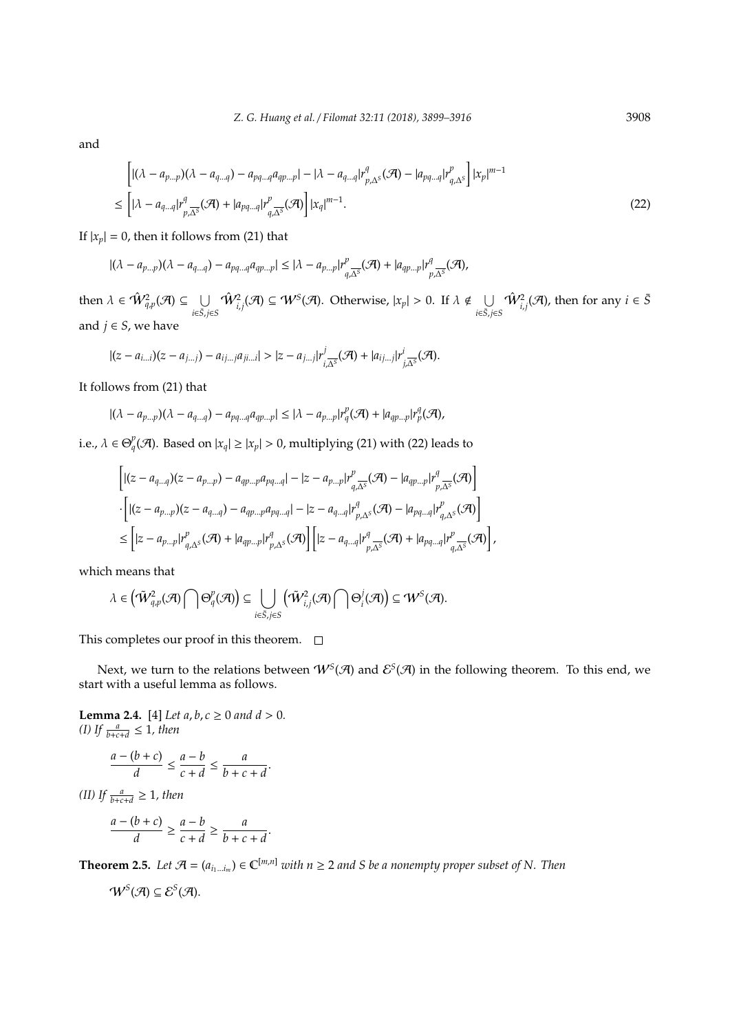and

$$
\begin{aligned}
&\left[|(\lambda - a_{p\ldots p})(\lambda - a_{q\ldots q}) - a_{pq\ldots q}a_{qp\ldots p}| - |\lambda - a_{q\ldots q}|r^{q}_{p,\Delta^S}(\mathcal{A}) - |a_{pq\ldots q}|r^{p}_{q,\Delta^S}\right]|x_p|^{m-1} \\
&\leq \left[|\lambda - a_{q\ldots q}|r^{q}_{p,\overline{\Delta^S}}(\mathcal{A}) + |a_{pq\ldots q}|r^{p}_{q,\overline{\Delta^S}}(\mathcal{A})\right]|x_q|^{m-1}.
\end{aligned} \tag{22}
$$

If $|x_p| = 0$, then it follows from (21) that

$$
|(\lambda - a_{p\ldots p})(\lambda - a_{q\ldots q}) - a_{pq\ldots q}a_{qp\ldots p}| \leq |\lambda - a_{p\ldots p}|r^{p}_{q,\overline{\Delta^S}}(\mathcal{A}) + |a_{qp\ldots p}|r^{q}_{p,\overline{\Delta^S}}(\mathcal{A}),
$$

then $\lambda \in \hat{\mathcal{W}}^2_{q,p}(\mathcal{A}) \subseteq \bigcup\limits_{i\in\bar{S},j\in S} \hat{\mathcal{W}}^2_{i,j}(\mathcal{A}) \subseteq \mathcal{W}^S(\mathcal{A})$. Otherwise, $|x_p| > 0$. If $\lambda \notin \bigcup\limits_{i\in\bar{S},j\in S} \hat{\mathcal{W}}^2_{i,j}(\mathcal{A})$, then for any $i \in \bar{S}$ and $j \in S$, we have

$$
|(z - a_{i\ldots i})(z - a_{j\ldots j}) - a_{ij\ldots j}a_{ji\ldots i}| > |z - a_{j\ldots j}|r^{j}_{i,\overline{\Delta^S}}(\mathcal{A}) + |a_{ij\ldots j}|r^{i}_{j,\overline{\Delta^S}}(\mathcal{A}).
$$

It follows from (21) that

$$
|(\lambda - a_{p\ldots p})(\lambda - a_{q\ldots q}) - a_{pq\ldots q}a_{qp\ldots p}| \leq |\lambda - a_{p\ldots p}|r^{p}_{q}(\mathcal{A}) + |a_{qp\ldots p}|r^{q}_{p}(\mathcal{A}),
$$

i.e., $\lambda \in \Theta^{p}_{q}(\mathcal{A})$. Based on $|x_q| \geq |x_p| > 0$, multiplying (21) with (22) leads to

$$
\begin{aligned}
&\left[|(z - a_{q\ldots q})(z - a_{p\ldots p}) - a_{qp\ldots p}a_{pq\ldots q}| - |z - a_{p\ldots p}|r^{p}_{q,\overline{\Delta^S}}(\mathcal{A}) - |a_{qp\ldots p}|r^{q}_{p,\overline{\Delta^S}}(\mathcal{A})\right] \\
&\cdot\left[|(z - a_{p\ldots p})(z - a_{q\ldots q}) - a_{qp\ldots p}a_{pq\ldots q}| - |z - a_{q\ldots q}|r^{q}_{p,\Delta^S}(\mathcal{A}) - |a_{pq\ldots q}|r^{p}_{q,\Delta^S}(\mathcal{A})\right] \\
&\leq \left[|z - a_{p\ldots p}|r^{p}_{q,\Delta^S}(\mathcal{A}) + |a_{qp\ldots p}|r^{q}_{p,\Delta^S}(\mathcal{A})\right]\left[|z - a_{q\ldots q}|r^{q}_{p,\overline{\Delta^S}}(\mathcal{A}) + |a_{pq\ldots q}|r^{p}_{q,\overline{\Delta^S}}(\mathcal{A})\right],
\end{aligned}
$$

which means that

$$
\lambda \in \left(\tilde{\mathcal{W}}^2_{q,p}(\mathcal{A}) \bigcap \Theta^{p}_{q}(\mathcal{A})\right) \subseteq \bigcup_{i\in\bar{S},j\in S}\left(\tilde{\mathcal{W}}^2_{i,j}(\mathcal{A}) \bigcap \Theta^{j}_{i}(\mathcal{A})\right) \subseteq \mathcal{W}^S(\mathcal{A}).
$$

This completes our proof in this theorem. □

Next, we turn to the relations between $\mathcal{W}^S(\mathcal{A})$ and $\mathcal{E}^S(\mathcal{A})$ in the following theorem. To this end, we start with a useful lemma as follows.

**Lemma 2.4.** [4] *Let $a, b, c \geq 0$ and $d > 0$.*
*(I) If $\frac{a}{b+c+d} \leq 1$, then*

$$
\frac{a - (b + c)}{d} \leq \frac{a - b}{c + d} \leq \frac{a}{b + c + d}.
$$

*(II) If $\frac{a}{b+c+d} \geq 1$, then*

$$
\frac{a - (b + c)}{d} \geq \frac{a - b}{c + d} \geq \frac{a}{b + c + d}.
$$

**Theorem 2.5.** *Let $\mathcal{A} = (a_{i_1\ldots i_m}) \in \mathbb{C}^{[m,n]}$ with $n \geq 2$ and $S$ be a nonempty proper subset of $N$. Then*

$$
\mathcal{W}^S(\mathcal{A}) \subseteq \mathcal{E}^S(\mathcal{A}).
$$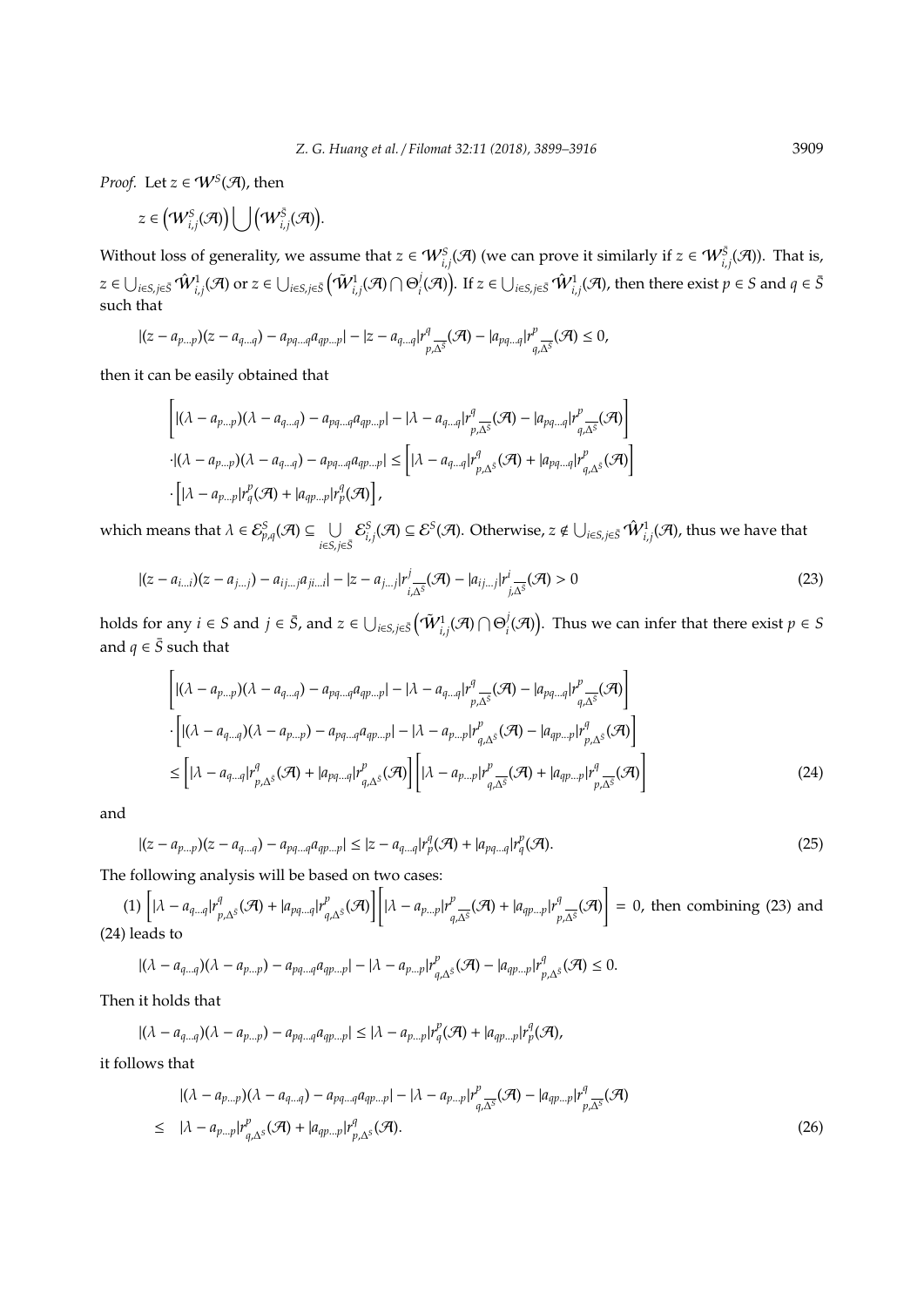*Proof.* Let $z \in \mathcal{W}^S(\mathcal{A})$, then

$$z \in \left(\mathcal{W}^S_{i,j}(\mathcal{A})\right) \bigcup \left(\mathcal{W}^{\bar{S}}_{i,j}(\mathcal{A})\right).$$

Without loss of generality, we assume that $z \in \mathcal{W}^S_{i,j}(\mathcal{A})$ (we can prove it similarly if $z \in \mathcal{W}^{\bar{S}}_{i,j}(\mathcal{A})$). That is, $z \in \bigcup_{i\in S, j\in \bar{S}} \hat{\mathcal{W}}^1_{i,j}(\mathcal{A})$ or $z \in \bigcup_{i\in S, j\in \bar{S}} \left(\tilde{\mathcal{W}}^1_{i,j}(\mathcal{A}) \bigcap \Theta^j_i(\mathcal{A})\right)$. If $z \in \bigcup_{i\in S, j\in \bar{S}} \hat{\mathcal{W}}^1_{i,j}(\mathcal{A})$, then there exist $p \in S$ and $q \in \bar{S}$ such that

$$|(z - a_{p\dots p})(z - a_{q\dots q}) - a_{pq\dots q}a_{qp\dots p}| - |z - a_{q\dots q}| r^q_{p,\overline{\Delta^{\bar{S}}}}(\mathcal{A}) - |a_{pq\dots q}| r^p_{q,\overline{\Delta^{\bar{S}}}}(\mathcal{A}) \leq 0,$$

then it can be easily obtained that

$$\begin{aligned}
&\left[|(\lambda - a_{p\dots p})(\lambda - a_{q\dots q}) - a_{pq\dots q}a_{qp\dots p}| - |\lambda - a_{q\dots q}| r^q_{p,\overline{\Delta^{\bar{S}}}}(\mathcal{A}) - |a_{pq\dots q}| r^p_{q,\overline{\Delta^{\bar{S}}}}(\mathcal{A})\right] \\
&\cdot |(\lambda - a_{p\dots p})(\lambda - a_{q\dots q}) - a_{pq\dots q}a_{qp\dots p}| \leq \left[|\lambda - a_{q\dots q}| r^q_{p,\Delta^{\bar{S}}}(\mathcal{A}) + |a_{pq\dots q}| r^p_{q,\Delta^{\bar{S}}}(\mathcal{A})\right] \\
&\cdot \left[|\lambda - a_{p\dots p}| r^p_q(\mathcal{A}) + |a_{qp\dots p}| r^q_p(\mathcal{A})\right],
\end{aligned}$$

which means that $\lambda \in \mathcal{E}^S_{p,q}(\mathcal{A}) \subseteq \bigcup\limits_{i\in S, j\in \bar{S}} \mathcal{E}^S_{i,j}(\mathcal{A}) \subseteq \mathcal{E}^S(\mathcal{A})$. Otherwise, $z \notin \bigcup_{i\in S, j\in \bar{S}} \hat{\mathcal{W}}^1_{i,j}(\mathcal{A})$, thus we have that

$$|(z - a_{i\dots i})(z - a_{j\dots j}) - a_{ij\dots j}a_{ji\dots i}| - |z - a_{j\dots j}| r^j_{i,\overline{\Delta^{\bar{S}}}}(\mathcal{A}) - |a_{ij\dots j}| r^i_{j,\overline{\Delta^{\bar{S}}}}(\mathcal{A}) > 0 \tag{23}$$

holds for any $i \in S$ and $j \in \bar{S}$, and $z \in \bigcup_{i\in S, j\in \bar{S}} \left(\tilde{\mathcal{W}}^1_{i,j}(\mathcal{A}) \bigcap \Theta^j_i(\mathcal{A})\right)$. Thus we can infer that there exist $p \in S$ and $q \in \bar{S}$ such that

$$\begin{aligned}
&\left[|(\lambda - a_{p\dots p})(\lambda - a_{q\dots q}) - a_{pq\dots q}a_{qp\dots p}| - |\lambda - a_{q\dots q}| r^q_{p,\overline{\Delta^{\bar{S}}}}(\mathcal{A}) - |a_{pq\dots q}| r^p_{q,\overline{\Delta^{\bar{S}}}}(\mathcal{A})\right] \\
&\cdot \left[|(\lambda - a_{q\dots q})(\lambda - a_{p\dots p}) - a_{pq\dots q}a_{qp\dots p}| - |\lambda - a_{p\dots p}| r^p_{q,\Delta^S}(\mathcal{A}) - |a_{qp\dots p}| r^q_{p,\Delta^S}(\mathcal{A})\right] \\
&\leq \left[|\lambda - a_{q\dots q}| r^q_{p,\Delta^{\bar{S}}}(\mathcal{A}) + |a_{pq\dots q}| r^p_{q,\Delta^{\bar{S}}}(\mathcal{A})\right] \left[|\lambda - a_{p\dots p}| r^p_{q,\overline{\Delta^S}}(\mathcal{A}) + |a_{qp\dots p}| r^q_{p,\overline{\Delta^S}}(\mathcal{A})\right]
\end{aligned} \tag{24}$$

and

$$|(z - a_{p\dots p})(z - a_{q\dots q}) - a_{pq\dots q}a_{qp\dots p}| \leq |z - a_{q\dots q}| r^q_p(\mathcal{A}) + |a_{pq\dots q}| r^p_q(\mathcal{A}). \tag{25}$$

The following analysis will be based on two cases:

(1) $\left[|\lambda - a_{q\dots q}| r^q_{p,\Delta^{\bar{S}}}(\mathcal{A}) + |a_{pq\dots q}| r^p_{q,\Delta^{\bar{S}}}(\mathcal{A})\right] \left[|\lambda - a_{p\dots p}| r^p_{q,\overline{\Delta^S}}(\mathcal{A}) + |a_{qp\dots p}| r^q_{p,\overline{\Delta^S}}(\mathcal{A})\right] = 0$, then combining (23) and (24) leads to

$$|(\lambda - a_{q\dots q})(\lambda - a_{p\dots p}) - a_{pq\dots q}a_{qp\dots p}| - |\lambda - a_{p\dots p}| r^p_{q,\Delta^S}(\mathcal{A}) - |a_{qp\dots p}| r^q_{p,\Delta^S}(\mathcal{A}) \leq 0.$$

Then it holds that

$$|(\lambda - a_{q\dots q})(\lambda - a_{p\dots p}) - a_{pq\dots q}a_{qp\dots p}| \leq |\lambda - a_{p\dots p}| r^p_q(\mathcal{A}) + |a_{qp\dots p}| r^q_p(\mathcal{A}),$$

it follows that

$$\begin{aligned}
&|(\lambda - a_{p\dots p})(\lambda - a_{q\dots q}) - a_{pq\dots q}a_{qp\dots p}| - |\lambda - a_{p\dots p}| r^p_{q,\overline{\Delta^S}}(\mathcal{A}) - |a_{qp\dots p}| r^q_{p,\overline{\Delta^S}}(\mathcal{A}) \\
\leq\ & |\lambda - a_{p\dots p}| r^p_{q,\Delta^S}(\mathcal{A}) + |a_{qp\dots p}| r^q_{p,\Delta^S}(\mathcal{A}).
\end{aligned} \tag{26}$$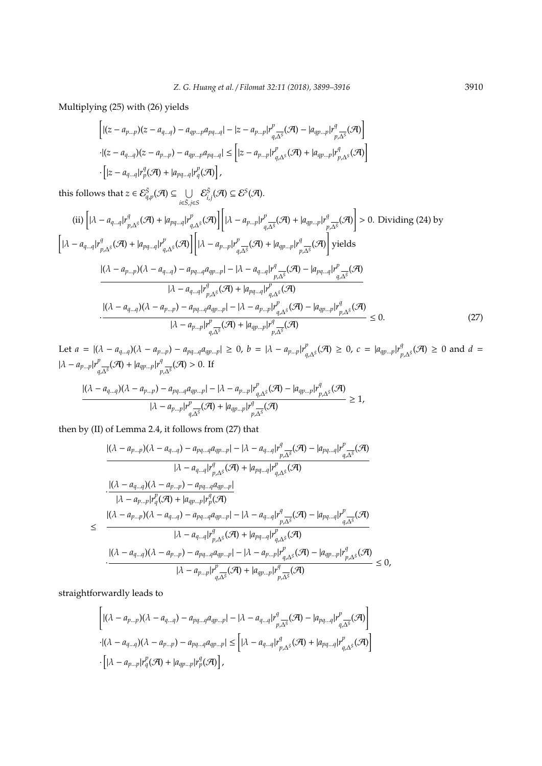Multiplying (25) with (26) yields

$$\left[|(z - a_{p...p})(z - a_{q...q}) - a_{qp...p}a_{pq...q}| - |z - a_{p...p}|r^{p}_{q,\overline{\Delta^{S}}}(\mathcal{A}) - |a_{qp...p}|r^{q}_{p,\overline{\Delta^{S}}}(\mathcal{A})\right]$$
$$\cdot|(z - a_{q...q})(z - a_{p...p}) - a_{qp...p}a_{pq...q}| \leq \left[|z - a_{p...p}|r^{p}_{q,\Delta^{S}}(\mathcal{A}) + |a_{qp...p}|r^{q}_{p,\Delta^{S}}(\mathcal{A})\right]$$
$$\cdot\left[|z - a_{q...q}|r^{q}_{p}(\mathcal{A}) + |a_{pq...q}|r^{p}_{q}(\mathcal{A})\right],$$

this follows that $z \in \mathcal{E}^{\bar{S}}_{q,p}(\mathcal{A}) \subseteq \bigcup\limits_{i\in\bar{S}, j\in S} \mathcal{E}^{\bar{S}}_{i,j}(\mathcal{A}) \subseteq \mathcal{E}^{S}(\mathcal{A})$.

(ii) $\left[|\lambda - a_{q...q}|r^{q}_{p,\Delta^{S}}(\mathcal{A}) + |a_{pq...q}|r^{p}_{q,\Delta^{S}}(\mathcal{A})\right]\left[|\lambda - a_{p...p}|r^{p}_{q,\overline{\Delta^{S}}}(\mathcal{A}) + |a_{qp...p}|r^{q}_{p,\overline{\Delta^{S}}}(\mathcal{A})\right] > 0$. Dividing (24) by $\left[|\lambda - a_{q...q}|r^{q}_{p,\Delta^{S}}(\mathcal{A}) + |a_{pq...q}|r^{p}_{q,\Delta^{S}}(\mathcal{A})\right]\left[|\lambda - a_{p...p}|r^{p}_{q,\overline{\Delta^{S}}}(\mathcal{A}) + |a_{qp...p}|r^{q}_{p,\overline{\Delta^{S}}}(\mathcal{A})\right]$ yields

$$\frac{|(\lambda - a_{p...p})(\lambda - a_{q...q}) - a_{pq...q}a_{qp...p}| - |\lambda - a_{q...q}|r^{q}_{p,\overline{\Delta^{S}}}(\mathcal{A}) - |a_{pq...q}|r^{p}_{q,\overline{\Delta^{S}}}(\mathcal{A})}{|\lambda - a_{q...q}|r^{q}_{p,\Delta^{S}}(\mathcal{A}) + |a_{pq...q}|r^{p}_{q,\Delta^{S}}(\mathcal{A})}$$
$$\cdot\frac{|(\lambda - a_{q...q})(\lambda - a_{p...p}) - a_{pq...q}a_{qp...p}| - |\lambda - a_{p...p}|r^{p}_{q,\Delta^{S}}(\mathcal{A}) - |a_{qp...p}|r^{q}_{p,\Delta^{S}}(\mathcal{A})}{|\lambda - a_{p...p}|r^{p}_{q,\overline{\Delta^{S}}}(\mathcal{A}) + |a_{qp...p}|r^{q}_{p,\overline{\Delta^{S}}}(\mathcal{A})} \leq 0. \tag{27}$$

Let $a = |(\lambda - a_{q...q})(\lambda - a_{p...p}) - a_{pq...q}a_{qp...p}| \geq 0$, $b = |\lambda - a_{p...p}|r^{p}_{q,\Delta^{S}}(\mathcal{A}) \geq 0$, $c = |a_{qp...p}|r^{q}_{p,\Delta^{S}}(\mathcal{A}) \geq 0$ and $d = |\lambda - a_{p...p}|r^{p}_{q,\overline{\Delta^{S}}}(\mathcal{A}) + |a_{qp...p}|r^{q}_{p,\overline{\Delta^{S}}}(\mathcal{A}) > 0$. If

$$\frac{|(\lambda - a_{q...q})(\lambda - a_{p...p}) - a_{pq...q}a_{qp...p}| - |\lambda - a_{p...p}|r^{p}_{q,\Delta^{S}}(\mathcal{A}) - |a_{qp...p}|r^{q}_{p,\Delta^{S}}(\mathcal{A})}{|\lambda - a_{p...p}|r^{p}_{q,\overline{\Delta^{S}}}(\mathcal{A}) + |a_{qp...p}|r^{q}_{p,\overline{\Delta^{S}}}(\mathcal{A})} \geq 1,$$

then by (II) of Lemma 2.4, it follows from (27) that

$$\frac{|(\lambda - a_{p...p})(\lambda - a_{q...q}) - a_{pq...q}a_{qp...p}| - |\lambda - a_{q...q}|r^{q}_{p,\overline{\Delta^{S}}}(\mathcal{A}) - |a_{pq...q}|r^{p}_{q,\overline{\Delta^{S}}}(\mathcal{A})}{|\lambda - a_{q...q}|r^{q}_{p,\Delta^{S}}(\mathcal{A}) + |a_{pq...q}|r^{p}_{q,\Delta^{S}}(\mathcal{A})}$$
$$\cdot\frac{|(\lambda - a_{q...q})(\lambda - a_{p...p}) - a_{pq...q}a_{qp...p}|}{|\lambda - a_{p...p}|r^{p}_{q}(\mathcal{A}) + |a_{qp...p}|r^{q}_{p}(\mathcal{A})}$$
$$\leq \quad \frac{|(\lambda - a_{p...p})(\lambda - a_{q...q}) - a_{pq...q}a_{qp...p}| - |\lambda - a_{q...q}|r^{q}_{p,\overline{\Delta^{S}}}(\mathcal{A}) - |a_{pq...q}|r^{p}_{q,\overline{\Delta^{S}}}(\mathcal{A})}{|\lambda - a_{q...q}|r^{q}_{p,\Delta^{S}}(\mathcal{A}) + |a_{pq...q}|r^{p}_{q,\Delta^{S}}(\mathcal{A})}$$
$$\cdot\frac{|(\lambda - a_{q...q})(\lambda - a_{p...p}) - a_{pq...q}a_{qp...p}| - |\lambda - a_{p...p}|r^{p}_{q,\Delta^{S}}(\mathcal{A}) - |a_{qp...p}|r^{q}_{p,\Delta^{S}}(\mathcal{A})}{|\lambda - a_{p...p}|r^{p}_{q,\overline{\Delta^{S}}}(\mathcal{A}) + |a_{qp...p}|r^{q}_{p,\overline{\Delta^{S}}}(\mathcal{A})} \leq 0,$$

straightforwardly leads to

$$\left[|(\lambda - a_{p...p})(\lambda - a_{q...q}) - a_{pq...q}a_{qp...p}| - |\lambda - a_{q...q}|r^{q}_{p,\overline{\Delta^{S}}}(\mathcal{A}) - |a_{pq...q}|r^{p}_{q,\overline{\Delta^{S}}}(\mathcal{A})\right]$$
$$\cdot|(\lambda - a_{q...q})(\lambda - a_{p...p}) - a_{pq...q}a_{qp...p}| \leq \left[|\lambda - a_{q...q}|r^{q}_{p,\Delta^{S}}(\mathcal{A}) + |a_{pq...q}|r^{p}_{q,\Delta^{S}}(\mathcal{A})\right]$$
$$\cdot\left[|\lambda - a_{p...p}|r^{p}_{q}(\mathcal{A}) + |a_{qp...p}|r^{q}_{p}(\mathcal{A})\right],$$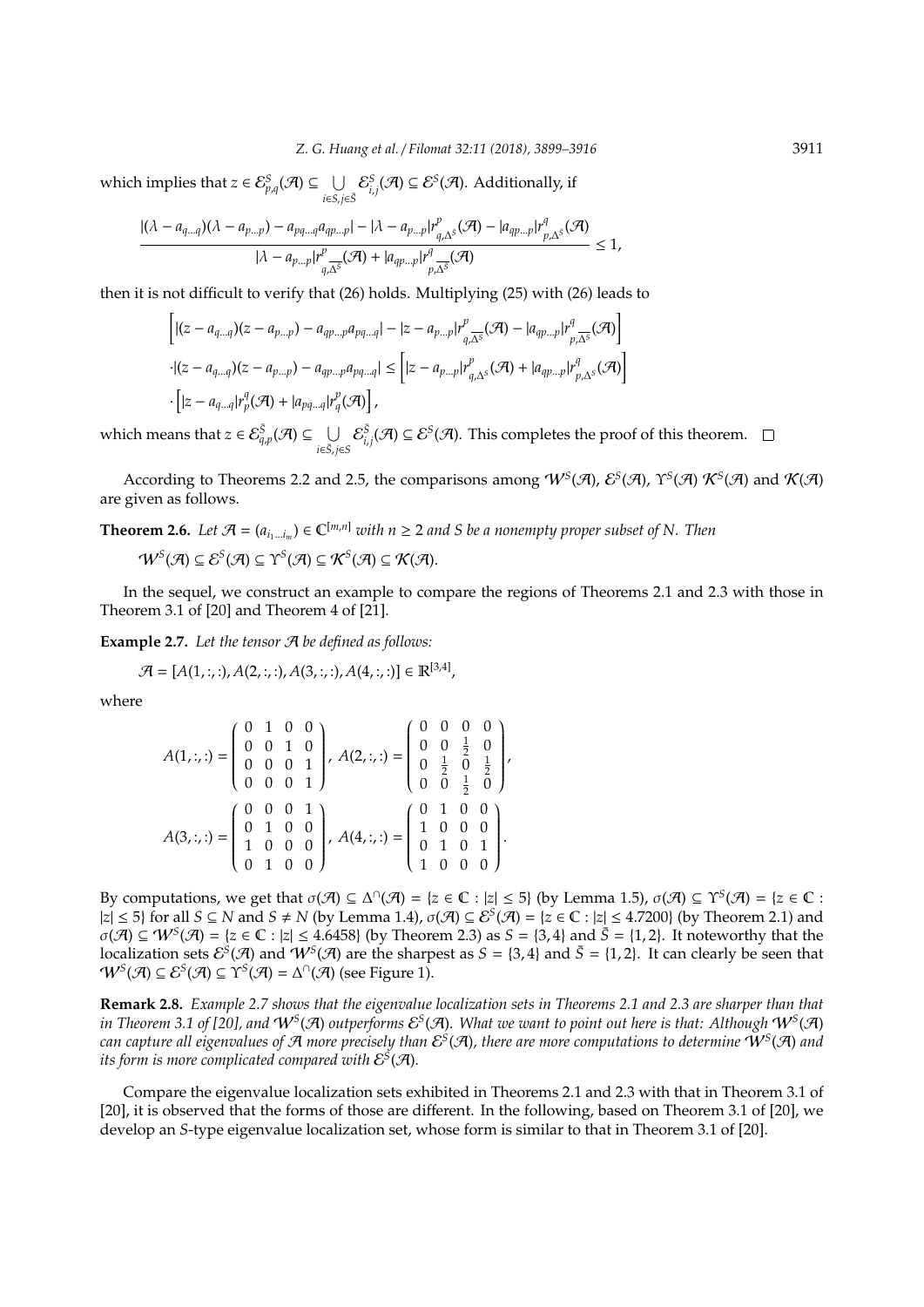which implies that $z \in \mathcal{E}^S_{p,q}(\mathcal{A}) \subseteq \bigcup\limits_{i\in S, j\in \bar{S}} \mathcal{E}^S_{i,j}(\mathcal{A}) \subseteq \mathcal{E}^S(\mathcal{A})$. Additionally, if

$$\frac{|(\lambda - a_{q\ldots q})(\lambda - a_{p\ldots p}) - a_{pq\ldots q}a_{qp\ldots p}| - |\lambda - a_{p\ldots p}|r^p_{q,\Delta^S}(\mathcal{A}) - |a_{qp\ldots p}|r^q_{p,\Delta^S}(\mathcal{A})}{|\lambda - a_{p\ldots p}|r^p_{q,\overline{\Delta^S}}(\mathcal{A}) + |a_{qp\ldots p}|r^q_{p,\overline{\Delta^S}}(\mathcal{A})} \leq 1,$$

then it is not difficult to verify that (26) holds. Multiplying (25) with (26) leads to

$$\begin{aligned}
&\left[|(z - a_{q\ldots q})(z - a_{p\ldots p}) - a_{qp\ldots p}a_{pq\ldots q}| - |z - a_{p\ldots p}|r^p_{q,\overline{\Delta^S}}(\mathcal{A}) - |a_{qp\ldots p}|r^q_{p,\overline{\Delta^S}}(\mathcal{A})\right] \\
&\cdot |(z - a_{q\ldots q})(z - a_{p\ldots p}) - a_{qp\ldots p}a_{pq\ldots q}| \leq \left[|z - a_{p\ldots p}|r^p_{q,\Delta^S}(\mathcal{A}) + |a_{qp\ldots p}|r^q_{p,\Delta^S}(\mathcal{A})\right] \\
&\cdot \left[|z - a_{q\ldots q}|r^q_p(\mathcal{A}) + |a_{pq\ldots q}|r^p_q(\mathcal{A})\right],
\end{aligned}$$

which means that $z \in \mathcal{E}^{\bar{S}}_{q,p}(\mathcal{A}) \subseteq \bigcup\limits_{i\in \bar{S}, j\in S} \mathcal{E}^{\bar{S}}_{i,j}(\mathcal{A}) \subseteq \mathcal{E}^S(\mathcal{A})$. This completes the proof of this theorem. □

According to Theorems 2.2 and 2.5, the comparisons among $\mathcal{W}^S(\mathcal{A})$, $\mathcal{E}^S(\mathcal{A})$, $\Upsilon^S(\mathcal{A})$ $\mathcal{K}^S(\mathcal{A})$ and $\mathcal{K}(\mathcal{A})$ are given as follows.

**Theorem 2.6.** *Let $\mathcal{A} = (a_{i_1\ldots i_m}) \in \mathbb{C}^{[m,n]}$ with $n \geq 2$ and $S$ be a nonempty proper subset of $N$. Then*

$$\mathcal{W}^S(\mathcal{A}) \subseteq \mathcal{E}^S(\mathcal{A}) \subseteq \Upsilon^S(\mathcal{A}) \subseteq \mathcal{K}^S(\mathcal{A}) \subseteq \mathcal{K}(\mathcal{A}).$$

In the sequel, we construct an example to compare the regions of Theorems 2.1 and 2.3 with those in Theorem 3.1 of [20] and Theorem 4 of [21].

**Example 2.7.** *Let the tensor $\mathcal{A}$ be defined as follows:*

$$\mathcal{A} = [A(1,:,:), A(2,:,:), A(3,:,:), A(4,:,:)] \in \mathbb{R}^{[3,4]},$$

where

$$A(1,:,:) = \begin{pmatrix} 0 & 1 & 0 & 0 \\ 0 & 0 & 1 & 0 \\ 0 & 0 & 0 & 1 \\ 0 & 0 & 0 & 1 \end{pmatrix},\ A(2,:,:) = \begin{pmatrix} 0 & 0 & 0 & 0 \\ 0 & 0 & \frac{1}{2} & 0 \\ 0 & \frac{1}{2} & 0 & \frac{1}{2} \\ 0 & 0 & \frac{1}{2} & 0 \end{pmatrix},$$

$$A(3,:,:) = \begin{pmatrix} 0 & 0 & 0 & 1 \\ 0 & 1 & 0 & 0 \\ 1 & 0 & 0 & 0 \\ 0 & 1 & 0 & 0 \end{pmatrix},\ A(4,:,:) = \begin{pmatrix} 0 & 1 & 0 & 0 \\ 1 & 0 & 0 & 0 \\ 0 & 1 & 0 & 1 \\ 1 & 0 & 0 & 0 \end{pmatrix}.$$

By computations, we get that $\sigma(\mathcal{A}) \subseteq \Delta^{\cap}(\mathcal{A}) = \{z \in \mathbb{C} : |z| \leq 5\}$ (by Lemma 1.5), $\sigma(\mathcal{A}) \subseteq \Upsilon^S(\mathcal{A}) = \{z \in \mathbb{C} : |z| \leq 5\}$ for all $S \subseteq N$ and $S \neq N$ (by Lemma 1.4), $\sigma(\mathcal{A}) \subseteq \mathcal{E}^S(\mathcal{A}) = \{z \in \mathbb{C} : |z| \leq 4.7200\}$ (by Theorem 2.1) and $\sigma(\mathcal{A}) \subseteq \mathcal{W}^S(\mathcal{A}) = \{z \in \mathbb{C} : |z| \leq 4.6458\}$ (by Theorem 2.3) as $S = \{3,4\}$ and $\bar{S} = \{1,2\}$. It noteworthy that the localization sets $\mathcal{E}^S(\mathcal{A})$ and $\mathcal{W}^S(\mathcal{A})$ are the sharpest as $S = \{3,4\}$ and $\bar{S} = \{1,2\}$. It can clearly be seen that $\mathcal{W}^S(\mathcal{A}) \subseteq \mathcal{E}^S(\mathcal{A}) \subseteq \Upsilon^S(\mathcal{A}) = \Delta^{\cap}(\mathcal{A})$ (see Figure 1).

**Remark 2.8.** *Example 2.7 shows that the eigenvalue localization sets in Theorems 2.1 and 2.3 are sharper than that in Theorem 3.1 of [20], and $\mathcal{W}^S(\mathcal{A})$ outperforms $\mathcal{E}^S(\mathcal{A})$. What we want to point out here is that: Although $\mathcal{W}^S(\mathcal{A})$ can capture all eigenvalues of $\mathcal{A}$ more precisely than $\mathcal{E}^S(\mathcal{A})$, there are more computations to determine $\mathcal{W}^S(\mathcal{A})$ and its form is more complicated compared with $\mathcal{E}^S(\mathcal{A})$.*

Compare the eigenvalue localization sets exhibited in Theorems 2.1 and 2.3 with that in Theorem 3.1 of [20], it is observed that the forms of those are different. In the following, based on Theorem 3.1 of [20], we develop an $S$-type eigenvalue localization set, whose form is similar to that in Theorem 3.1 of [20].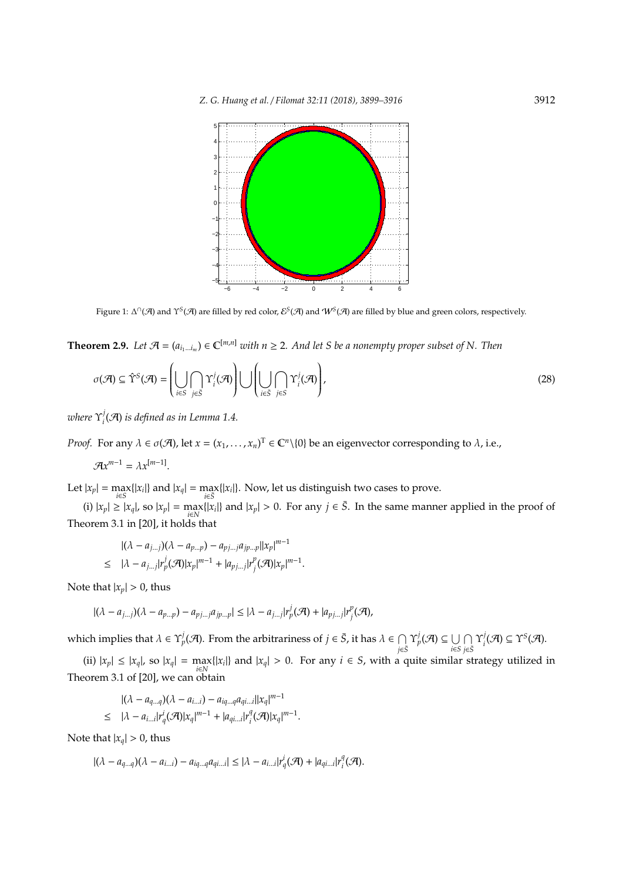Figure 1: $\Delta^{\cap}(\mathcal{A})$ and $\Upsilon^{S}(\mathcal{A})$ are filled by red color, $\mathcal{E}^{S}(\mathcal{A})$ and $\mathcal{W}^{S}(\mathcal{A})$ are filled by blue and green colors, respectively.

**Theorem 2.9.** *Let $\mathcal{A} = (a_{i_1\dots i_m}) \in \mathbb{C}^{[m,n]}$ with $n \geq 2$. And let $S$ be a nonempty proper subset of $N$. Then*

$$\sigma(\mathcal{A}) \subseteq \hat{\Upsilon}^{S}(\mathcal{A}) = \left(\bigcup_{i\in S}\bigcap_{j\in \bar{S}} \Upsilon_i^j(\mathcal{A})\right) \bigcup \left(\bigcup_{i\in \bar{S}}\bigcap_{j\in S} \Upsilon_i^j(\mathcal{A})\right), \tag{28}$$

*where $\Upsilon_i^j(\mathcal{A})$ is defined as in Lemma 1.4.*

*Proof.* For any $\lambda \in \sigma(\mathcal{A})$, let $x = (x_1, \dots, x_n)^{\mathrm{T}} \in \mathbb{C}^n\backslash\{0\}$ be an eigenvector corresponding to $\lambda$, i.e.,

$$\mathcal{A}x^{m-1} = \lambda x^{[m-1]}.$$

Let $|x_p| = \max\limits_{i\in S}\{|x_i|\}$ and $|x_q| = \max\limits_{i\in \bar{S}}\{|x_i|\}$. Now, let us distinguish two cases to prove.

(i) $|x_p| \geq |x_q|$, so $|x_p| = \max\limits_{i\in N}\{|x_i|\}$ and $|x_p| > 0$. For any $j \in \bar{S}$. In the same manner applied in the proof of Theorem 3.1 in [20], it holds that

$$\begin{aligned} &|(\lambda - a_{j\dots j})(\lambda - a_{p\dots p}) - a_{pj\dots j}a_{jp\dots p}||x_p|^{m-1} \\ \leq\ &|\lambda - a_{j\dots j}|r_p^j(\mathcal{A})|x_p|^{m-1} + |a_{pj\dots j}|r_j^p(\mathcal{A})|x_p|^{m-1}. \end{aligned}$$

Note that $|x_p| > 0$, thus

$$|(\lambda - a_{j\dots j})(\lambda - a_{p\dots p}) - a_{pj\dots j}a_{jp\dots p}| \leq |\lambda - a_{j\dots j}|r_p^j(\mathcal{A}) + |a_{pj\dots j}|r_j^p(\mathcal{A}),$$

which implies that $\lambda \in \Upsilon_p^j(\mathcal{A})$. From the arbitrariness of $j \in \bar{S}$, it has $\lambda \in \bigcap\limits_{j\in\bar{S}} \Upsilon_p^j(\mathcal{A}) \subseteq \bigcup\limits_{i\in S}\bigcap\limits_{j\in\bar{S}} \Upsilon_i^j(\mathcal{A}) \subseteq \Upsilon^S(\mathcal{A})$.

(ii) $|x_p| \leq |x_q|$, so $|x_q| = \max\limits_{i\in N}\{|x_i|\}$ and $|x_q| > 0$. For any $i \in S$, with a quite similar strategy utilized in Theorem 3.1 of [20], we can obtain

$$\begin{aligned} &|(\lambda - a_{q\dots q})(\lambda - a_{i\dots i}) - a_{iq\dots q}a_{qi\dots i}||x_q|^{m-1} \\ \leq\ &|\lambda - a_{i\dots i}|r_q^i(\mathcal{A})|x_q|^{m-1} + |a_{qi\dots i}|r_i^q(\mathcal{A})|x_q|^{m-1}. \end{aligned}$$

Note that $|x_q| > 0$, thus

$$|(\lambda - a_{q\dots q})(\lambda - a_{i\dots i}) - a_{iq\dots q}a_{qi\dots i}| \leq |\lambda - a_{i\dots i}|r_q^i(\mathcal{A}) + |a_{qi\dots i}|r_i^q(\mathcal{A}).$$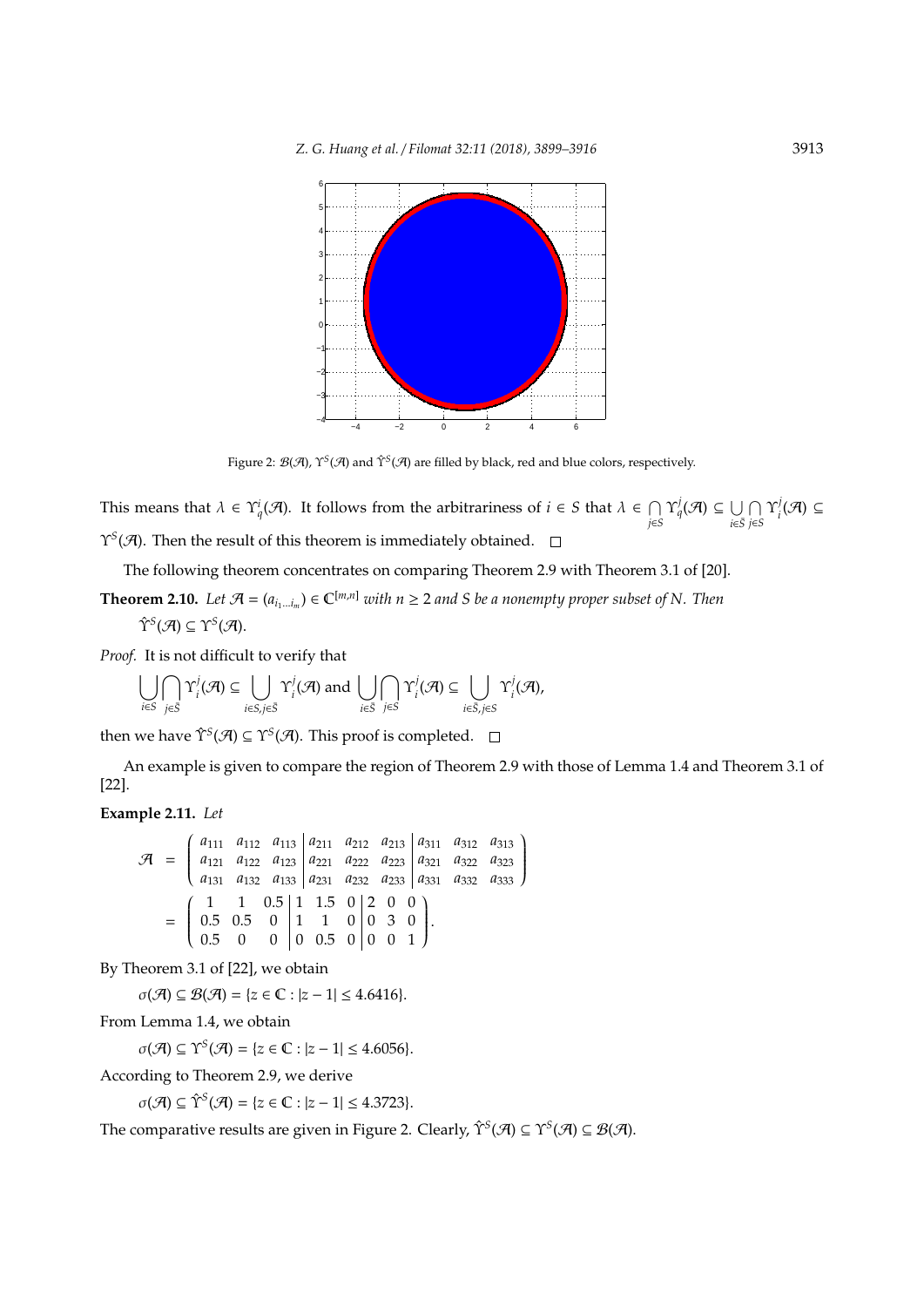Figure 2: $\mathcal{B}(\mathcal{A})$, $\Upsilon^S(\mathcal{A})$ and $\hat{\Upsilon}^S(\mathcal{A})$ are filled by black, red and blue colors, respectively.

This means that $\lambda \in \Upsilon_q^i(\mathcal{A})$. It follows from the arbitrariness of $i \in S$ that $\lambda \in \bigcap_{j\in S} \Upsilon_q^j(\mathcal{A}) \subseteq \bigcup_{i\in \bar{S}} \bigcap_{j\in S} \Upsilon_i^j(\mathcal{A}) \subseteq \Upsilon^S(\mathcal{A})$. Then the result of this theorem is immediately obtained. $\square$

The following theorem concentrates on comparing Theorem 2.9 with Theorem 3.1 of [20].

**Theorem 2.10.** *Let $\mathcal{A} = (a_{i_1\ldots i_m}) \in \mathbb{C}^{[m,n]}$ with $n \geq 2$ and $S$ be a nonempty proper subset of $N$. Then*

$\hat{\Upsilon}^S(\mathcal{A}) \subseteq \Upsilon^S(\mathcal{A})$.

*Proof.* It is not difficult to verify that

$$\bigcup_{i\in S} \bigcap_{j\in \bar{S}} \Upsilon_i^j(\mathcal{A}) \subseteq \bigcup_{i\in S, j\in \bar{S}} \Upsilon_i^j(\mathcal{A}) \text{ and } \bigcup_{i\in \bar{S}} \bigcap_{j\in S} \Upsilon_i^j(\mathcal{A}) \subseteq \bigcup_{i\in \bar{S}, j\in S} \Upsilon_i^j(\mathcal{A}),$$

then we have $\hat{\Upsilon}^S(\mathcal{A}) \subseteq \Upsilon^S(\mathcal{A})$. This proof is completed. $\square$

An example is given to compare the region of Theorem 2.9 with those of Lemma 1.4 and Theorem 3.1 of [22].

**Example 2.11.** *Let*

$$\mathcal{A} = \left(\begin{array}{ccc|ccc|ccc} a_{111} & a_{112} & a_{113} & a_{211} & a_{212} & a_{213} & a_{311} & a_{312} & a_{313} \\ a_{121} & a_{122} & a_{123} & a_{221} & a_{222} & a_{223} & a_{321} & a_{322} & a_{323} \\ a_{131} & a_{132} & a_{133} & a_{231} & a_{232} & a_{233} & a_{331} & a_{332} & a_{333} \end{array}\right)$$
$$= \left(\begin{array}{ccc|ccc|ccc} 1 & 1 & 0.5 & 1 & 1.5 & 0 & 2 & 0 & 0 \\ 0.5 & 0.5 & 0 & 1 & 1 & 0 & 0 & 3 & 0 \\ 0.5 & 0 & 0 & 0 & 0.5 & 0 & 0 & 0 & 1 \end{array}\right).$$

By Theorem 3.1 of [22], we obtain

$\sigma(\mathcal{A}) \subseteq \mathcal{B}(\mathcal{A}) = \{z \in \mathbb{C} : |z - 1| \leq 4.6416\}$.

From Lemma 1.4, we obtain

$\sigma(\mathcal{A}) \subseteq \Upsilon^S(\mathcal{A}) = \{z \in \mathbb{C} : |z - 1| \leq 4.6056\}$.

According to Theorem 2.9, we derive

$\sigma(\mathcal{A}) \subseteq \hat{\Upsilon}^S(\mathcal{A}) = \{z \in \mathbb{C} : |z - 1| \leq 4.3723\}$.

The comparative results are given in Figure 2. Clearly, $\hat{\Upsilon}^S(\mathcal{A}) \subseteq \Upsilon^S(\mathcal{A}) \subseteq \mathcal{B}(\mathcal{A})$.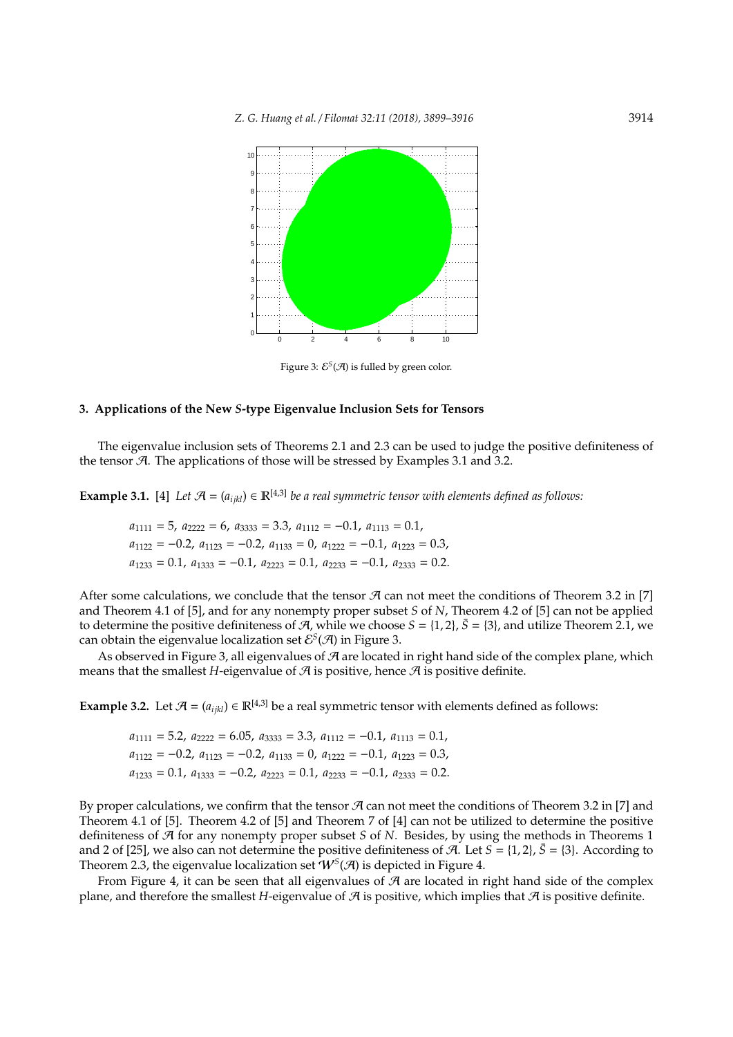Figure 3: $\mathcal{E}^S(\mathcal{A})$ is fulled by green color.

## 3. Applications of the New *S*-type Eigenvalue Inclusion Sets for Tensors

The eigenvalue inclusion sets of Theorems 2.1 and 2.3 can be used to judge the positive definiteness of the tensor $\mathcal{A}$. The applications of those will be stressed by Examples 3.1 and 3.2.

**Example 3.1.** [4] *Let $\mathcal{A} = (a_{ijkl}) \in \mathbb{R}^{[4,3]}$ be a real symmetric tensor with elements defined as follows:*

$$a_{1111} = 5,\ a_{2222} = 6,\ a_{3333} = 3.3,\ a_{1112} = -0.1,\ a_{1113} = 0.1,$$
$$a_{1122} = -0.2,\ a_{1123} = -0.2,\ a_{1133} = 0,\ a_{1222} = -0.1,\ a_{1223} = 0.3,$$
$$a_{1233} = 0.1,\ a_{1333} = -0.1,\ a_{2223} = 0.1,\ a_{2233} = -0.1,\ a_{2333} = 0.2.$$

After some calculations, we conclude that the tensor $\mathcal{A}$ can not meet the conditions of Theorem 3.2 in [7] and Theorem 4.1 of [5], and for any nonempty proper subset $S$ of $N$, Theorem 4.2 of [5] can not be applied to determine the positive definiteness of $\mathcal{A}$, while we choose $S = \{1, 2\}$, $\bar{S} = \{3\}$, and utilize Theorem 2.1, we can obtain the eigenvalue localization set $\mathcal{E}^S(\mathcal{A})$ in Figure 3.

As observed in Figure 3, all eigenvalues of $\mathcal{A}$ are located in right hand side of the complex plane, which means that the smallest $H$-eigenvalue of $\mathcal{A}$ is positive, hence $\mathcal{A}$ is positive definite.

**Example 3.2.** Let $\mathcal{A} = (a_{ijkl}) \in \mathbb{R}^{[4,3]}$ be a real symmetric tensor with elements defined as follows:

$$a_{1111} = 5.2,\ a_{2222} = 6.05,\ a_{3333} = 3.3,\ a_{1112} = -0.1,\ a_{1113} = 0.1,$$
$$a_{1122} = -0.2,\ a_{1123} = -0.2,\ a_{1133} = 0,\ a_{1222} = -0.1,\ a_{1223} = 0.3,$$
$$a_{1233} = 0.1,\ a_{1333} = -0.2,\ a_{2223} = 0.1,\ a_{2233} = -0.1,\ a_{2333} = 0.2.$$

By proper calculations, we confirm that the tensor $\mathcal{A}$ can not meet the conditions of Theorem 3.2 in [7] and Theorem 4.1 of [5]. Theorem 4.2 of [5] and Theorem 7 of [4] can not be utilized to determine the positive definiteness of $\mathcal{A}$ for any nonempty proper subset $S$ of $N$. Besides, by using the methods in Theorems 1 and 2 of [25], we also can not determine the positive definiteness of $\mathcal{A}$. Let $S = \{1, 2\}$, $\bar{S} = \{3\}$. According to Theorem 2.3, the eigenvalue localization set $\mathcal{W}^S(\mathcal{A})$ is depicted in Figure 4.

From Figure 4, it can be seen that all eigenvalues of $\mathcal{A}$ are located in right hand side of the complex plane, and therefore the smallest $H$-eigenvalue of $\mathcal{A}$ is positive, which implies that $\mathcal{A}$ is positive definite.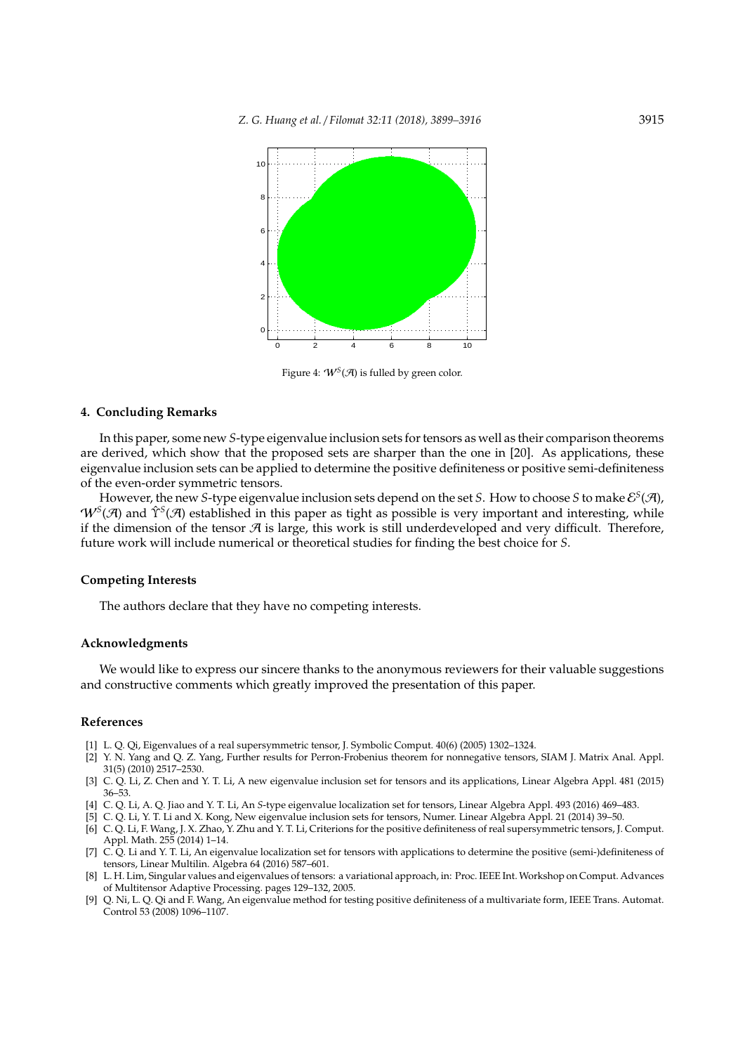Figure 4: $\mathcal{W}^S(\mathcal{A})$ is fulled by green color.

## 4. Concluding Remarks

In this paper, some new $S$-type eigenvalue inclusion sets for tensors as well as their comparison theorems are derived, which show that the proposed sets are sharper than the one in [20]. As applications, these eigenvalue inclusion sets can be applied to determine the positive definiteness or positive semi-definiteness of the even-order symmetric tensors.

However, the new $S$-type eigenvalue inclusion sets depend on the set $S$. How to choose $S$ to make $\mathcal{E}^S(\mathcal{A})$, $\mathcal{W}^S(\mathcal{A})$ and $\hat{\Upsilon}^S(\mathcal{A})$ established in this paper as tight as possible is very important and interesting, while if the dimension of the tensor $\mathcal{A}$ is large, this work is still underdeveloped and very difficult. Therefore, future work will include numerical or theoretical studies for finding the best choice for $S$.

### Competing Interests

The authors declare that they have no competing interests.

### Acknowledgments

We would like to express our sincere thanks to the anonymous reviewers for their valuable suggestions and constructive comments which greatly improved the presentation of this paper.

### References

[1] L. Q. Qi, Eigenvalues of a real supersymmetric tensor, J. Symbolic Comput. 40(6) (2005) 1302–1324.

[2] Y. N. Yang and Q. Z. Yang, Further results for Perron-Frobenius theorem for nonnegative tensors, SIAM J. Matrix Anal. Appl. 31(5) (2010) 2517–2530.

[3] C. Q. Li, Z. Chen and Y. T. Li, A new eigenvalue inclusion set for tensors and its applications, Linear Algebra Appl. 481 (2015) 36–53.

[4] C. Q. Li, A. Q. Jiao and Y. T. Li, An $S$-type eigenvalue localization set for tensors, Linear Algebra Appl. 493 (2016) 469–483.

[5] C. Q. Li, Y. T. Li and X. Kong, New eigenvalue inclusion sets for tensors, Numer. Linear Algebra Appl. 21 (2014) 39–50.

[6] C. Q. Li, F. Wang, J. X. Zhao, Y. Zhu and Y. T. Li, Criterions for the positive definiteness of real supersymmetric tensors, J. Comput. Appl. Math. 255 (2014) 1–14.

[7] C. Q. Li and Y. T. Li, An eigenvalue localization set for tensors with applications to determine the positive (semi-)definiteness of tensors, Linear Multilin. Algebra 64 (2016) 587–601.

[8] L. H. Lim, Singular values and eigenvalues of tensors: a variational approach, in: Proc. IEEE Int. Workshop on Comput. Advances of Multitensor Adaptive Processing. pages 129–132, 2005.

[9] Q. Ni, L. Q. Qi and F. Wang, An eigenvalue method for testing positive definiteness of a multivariate form, IEEE Trans. Automat. Control 53 (2008) 1096–1107.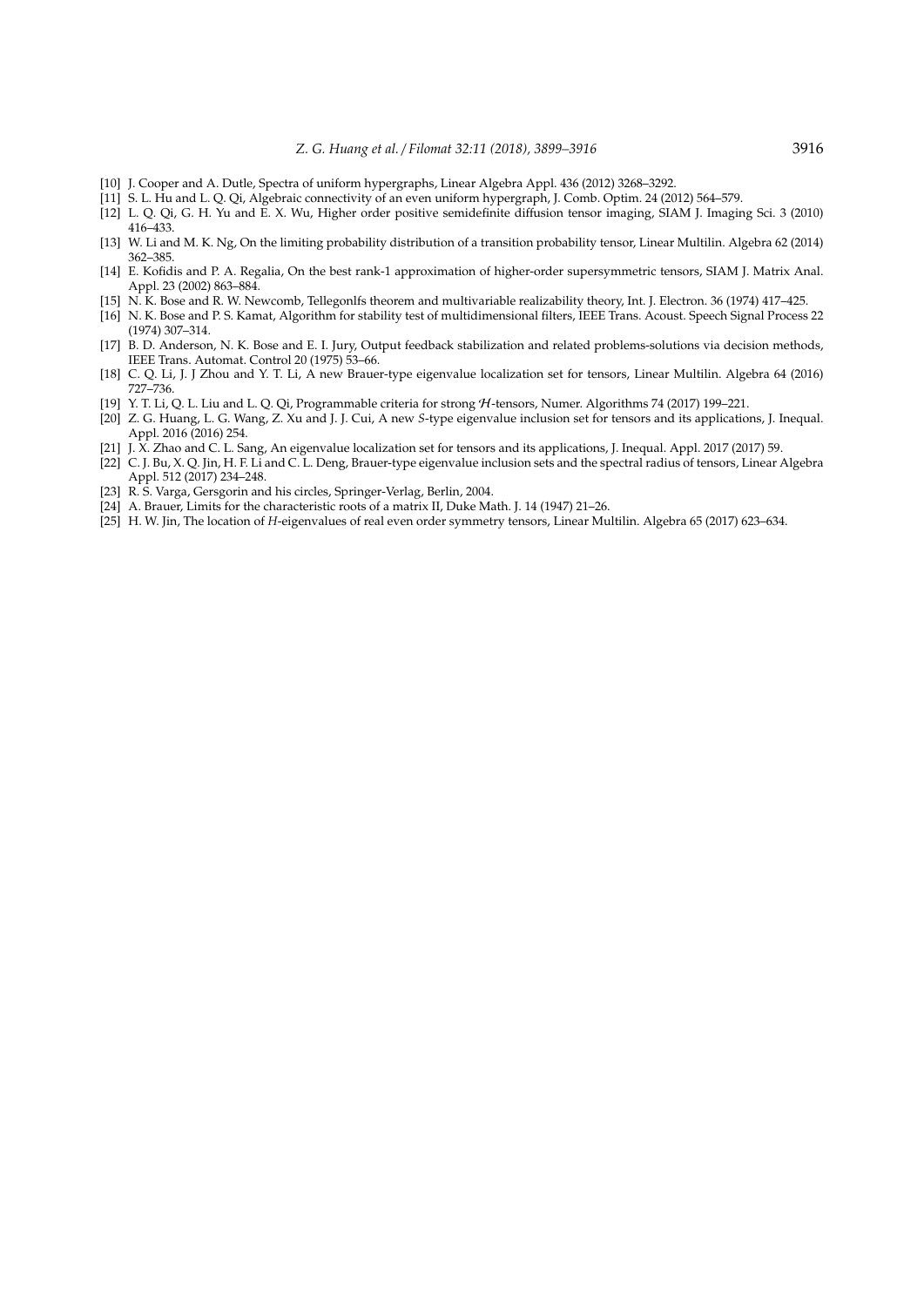[10] J. Cooper and A. Dutle, Spectra of uniform hypergraphs, Linear Algebra Appl. 436 (2012) 3268–3292.
[11] S. L. Hu and L. Q. Qi, Algebraic connectivity of an even uniform hypergraph, J. Comb. Optim. 24 (2012) 564–579.
[12] L. Q. Qi, G. H. Yu and E. X. Wu, Higher order positive semidefinite diffusion tensor imaging, SIAM J. Imaging Sci. 3 (2010) 416–433.
[13] W. Li and M. K. Ng, On the limiting probability distribution of a transition probability tensor, Linear Multilin. Algebra 62 (2014) 362–385.
[14] E. Kofidis and P. A. Regalia, On the best rank-1 approximation of higher-order supersymmetric tensors, SIAM J. Matrix Anal. Appl. 23 (2002) 863–884.
[15] N. K. Bose and R. W. Newcomb, Tellegonlfs theorem and multivariable realizability theory, Int. J. Electron. 36 (1974) 417–425.
[16] N. K. Bose and P. S. Kamat, Algorithm for stability test of multidimensional filters, IEEE Trans. Acoust. Speech Signal Process 22 (1974) 307–314.
[17] B. D. Anderson, N. K. Bose and E. I. Jury, Output feedback stabilization and related problems-solutions via decision methods, IEEE Trans. Automat. Control 20 (1975) 53–66.
[18] C. Q. Li, J. J Zhou and Y. T. Li, A new Brauer-type eigenvalue localization set for tensors, Linear Multilin. Algebra 64 (2016) 727–736.
[19] Y. T. Li, Q. L. Liu and L. Q. Qi, Programmable criteria for strong $\mathcal{H}$-tensors, Numer. Algorithms 74 (2017) 199–221.
[20] Z. G. Huang, L. G. Wang, Z. Xu and J. J. Cui, A new $S$-type eigenvalue inclusion set for tensors and its applications, J. Inequal. Appl. 2016 (2016) 254.
[21] J. X. Zhao and C. L. Sang, An eigenvalue localization set for tensors and its applications, J. Inequal. Appl. 2017 (2017) 59.
[22] C. J. Bu, X. Q. Jin, H. F. Li and C. L. Deng, Brauer-type eigenvalue inclusion sets and the spectral radius of tensors, Linear Algebra Appl. 512 (2017) 234–248.
[23] R. S. Varga, Gersgorin and his circles, Springer-Verlag, Berlin, 2004.
[24] A. Brauer, Limits for the characteristic roots of a matrix II, Duke Math. J. 14 (1947) 21–26.
[25] H. W. Jin, The location of $H$-eigenvalues of real even order symmetry tensors, Linear Multilin. Algebra 65 (2017) 623–634.